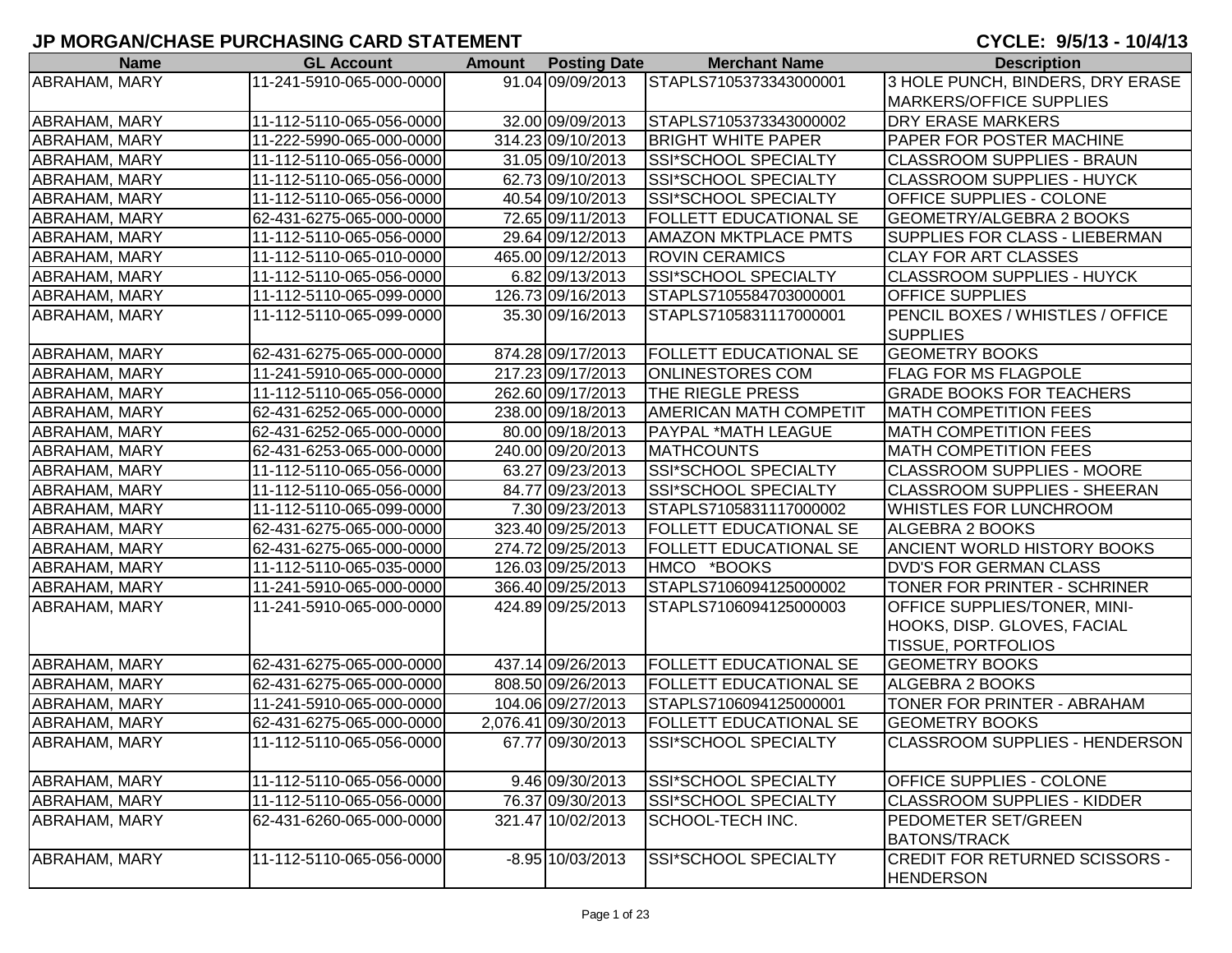# JP MORGAN/CHASE PURCHASING CARD STATEMENT

**CYCLE: 9/5/13 - 10/4/13**

| Name | GL Account | Amount | Posting Date | Merchant Name | Description |
|---|---|---|---|---|---|
| ABRAHAM, MARY | 11-241-5910-065-000-0000 | 91.04 | 09/09/2013 | STAPLS7105373343000001 | 3 HOLE PUNCH, BINDERS, DRY ERASE MARKERS/OFFICE SUPPLIES |
| ABRAHAM, MARY | 11-112-5110-065-056-0000 | 32.00 | 09/09/2013 | STAPLS7105373343000002 | DRY ERASE MARKERS |
| ABRAHAM, MARY | 11-222-5990-065-000-0000 | 314.23 | 09/10/2013 | BRIGHT WHITE PAPER | PAPER FOR POSTER MACHINE |
| ABRAHAM, MARY | 11-112-5110-065-056-0000 | 31.05 | 09/10/2013 | SSI*SCHOOL SPECIALTY | CLASSROOM SUPPLIES - BRAUN |
| ABRAHAM, MARY | 11-112-5110-065-056-0000 | 62.73 | 09/10/2013 | SSI*SCHOOL SPECIALTY | CLASSROOM SUPPLIES - HUYCK |
| ABRAHAM, MARY | 11-112-5110-065-056-0000 | 40.54 | 09/10/2013 | SSI*SCHOOL SPECIALTY | OFFICE SUPPLIES - COLONE |
| ABRAHAM, MARY | 62-431-6275-065-000-0000 | 72.65 | 09/11/2013 | FOLLETT EDUCATIONAL SE | GEOMETRY/ALGEBRA 2 BOOKS |
| ABRAHAM, MARY | 11-112-5110-065-056-0000 | 29.64 | 09/12/2013 | AMAZON MKTPLACE PMTS | SUPPLIES FOR CLASS - LIEBERMAN |
| ABRAHAM, MARY | 11-112-5110-065-010-0000 | 465.00 | 09/12/2013 | ROVIN CERAMICS | CLAY FOR ART CLASSES |
| ABRAHAM, MARY | 11-112-5110-065-056-0000 | 6.82 | 09/13/2013 | SSI*SCHOOL SPECIALTY | CLASSROOM SUPPLIES - HUYCK |
| ABRAHAM, MARY | 11-112-5110-065-099-0000 | 126.73 | 09/16/2013 | STAPLS7105584703000001 | OFFICE SUPPLIES |
| ABRAHAM, MARY | 11-112-5110-065-099-0000 | 35.30 | 09/16/2013 | STAPLS7105831117000001 | PENCIL BOXES / WHISTLES / OFFICE SUPPLIES |
| ABRAHAM, MARY | 62-431-6275-065-000-0000 | 874.28 | 09/17/2013 | FOLLETT EDUCATIONAL SE | GEOMETRY BOOKS |
| ABRAHAM, MARY | 11-241-5910-065-000-0000 | 217.23 | 09/17/2013 | ONLINESTORES COM | FLAG FOR MS FLAGPOLE |
| ABRAHAM, MARY | 11-112-5110-065-056-0000 | 262.60 | 09/17/2013 | THE RIEGLE PRESS | GRADE BOOKS FOR TEACHERS |
| ABRAHAM, MARY | 62-431-6252-065-000-0000 | 238.00 | 09/18/2013 | AMERICAN MATH COMPETIT | MATH COMPETITION FEES |
| ABRAHAM, MARY | 62-431-6252-065-000-0000 | 80.00 | 09/18/2013 | PAYPAL *MATH LEAGUE | MATH COMPETITION FEES |
| ABRAHAM, MARY | 62-431-6253-065-000-0000 | 240.00 | 09/20/2013 | MATHCOUNTS | MATH COMPETITION FEES |
| ABRAHAM, MARY | 11-112-5110-065-056-0000 | 63.27 | 09/23/2013 | SSI*SCHOOL SPECIALTY | CLASSROOM SUPPLIES - MOORE |
| ABRAHAM, MARY | 11-112-5110-065-056-0000 | 84.77 | 09/23/2013 | SSI*SCHOOL SPECIALTY | CLASSROOM SUPPLIES - SHEERAN |
| ABRAHAM, MARY | 11-112-5110-065-099-0000 | 7.30 | 09/23/2013 | STAPLS7105831117000002 | WHISTLES FOR LUNCHROOM |
| ABRAHAM, MARY | 62-431-6275-065-000-0000 | 323.40 | 09/25/2013 | FOLLETT EDUCATIONAL SE | ALGEBRA 2 BOOKS |
| ABRAHAM, MARY | 62-431-6275-065-000-0000 | 274.72 | 09/25/2013 | FOLLETT EDUCATIONAL SE | ANCIENT WORLD HISTORY BOOKS |
| ABRAHAM, MARY | 11-112-5110-065-035-0000 | 126.03 | 09/25/2013 | HMCO *BOOKS | DVD'S FOR GERMAN CLASS |
| ABRAHAM, MARY | 11-241-5910-065-000-0000 | 366.40 | 09/25/2013 | STAPLS7106094125000002 | TONER FOR PRINTER - SCHRINER |
| ABRAHAM, MARY | 11-241-5910-065-000-0000 | 424.89 | 09/25/2013 | STAPLS7106094125000003 | OFFICE SUPPLIES/TONER, MINI-HOOKS, DISP. GLOVES, FACIAL TISSUE, PORTFOLIOS |
| ABRAHAM, MARY | 62-431-6275-065-000-0000 | 437.14 | 09/26/2013 | FOLLETT EDUCATIONAL SE | GEOMETRY BOOKS |
| ABRAHAM, MARY | 62-431-6275-065-000-0000 | 808.50 | 09/26/2013 | FOLLETT EDUCATIONAL SE | ALGEBRA 2 BOOKS |
| ABRAHAM, MARY | 11-241-5910-065-000-0000 | 104.06 | 09/27/2013 | STAPLS7106094125000001 | TONER FOR PRINTER - ABRAHAM |
| ABRAHAM, MARY | 62-431-6275-065-000-0000 | 2,076.41 | 09/30/2013 | FOLLETT EDUCATIONAL SE | GEOMETRY BOOKS |
| ABRAHAM, MARY | 11-112-5110-065-056-0000 | 67.77 | 09/30/2013 | SSI*SCHOOL SPECIALTY | CLASSROOM SUPPLIES - HENDERSON |
| ABRAHAM, MARY | 11-112-5110-065-056-0000 | 9.46 | 09/30/2013 | SSI*SCHOOL SPECIALTY | OFFICE SUPPLIES - COLONE |
| ABRAHAM, MARY | 11-112-5110-065-056-0000 | 76.37 | 09/30/2013 | SSI*SCHOOL SPECIALTY | CLASSROOM SUPPLIES - KIDDER |
| ABRAHAM, MARY | 62-431-6260-065-000-0000 | 321.47 | 10/02/2013 | SCHOOL-TECH INC. | PEDOMETER SET/GREEN BATONS/TRACK |
| ABRAHAM, MARY | 11-112-5110-065-056-0000 | -8.95 | 10/03/2013 | SSI*SCHOOL SPECIALTY | CREDIT FOR RETURNED SCISSORS - HENDERSON |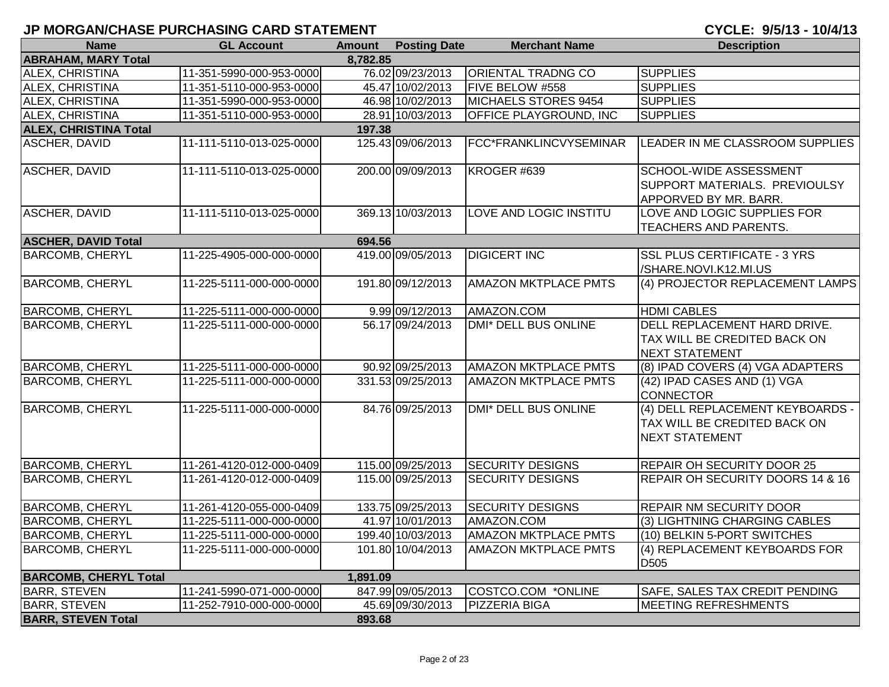## JP MORGAN/CHASE PURCHASING CARD STATEMENT

**CYCLE: 9/5/13 - 10/4/13**

| Name | GL Account | Amount | Posting Date | Merchant Name | Description |
|---|---|---|---|---|---|
| **ABRAHAM, MARY Total** | | **8,782.85** | | | |
| ALEX, CHRISTINA | 11-351-5990-000-953-0000 | 76.02 | 09/23/2013 | ORIENTAL TRADNG CO | SUPPLIES |
| ALEX, CHRISTINA | 11-351-5110-000-953-0000 | 45.47 | 10/02/2013 | FIVE BELOW #558 | SUPPLIES |
| ALEX, CHRISTINA | 11-351-5990-000-953-0000 | 46.98 | 10/02/2013 | MICHAELS STORES 9454 | SUPPLIES |
| ALEX, CHRISTINA | 11-351-5110-000-953-0000 | 28.91 | 10/03/2013 | OFFICE PLAYGROUND, INC | SUPPLIES |
| **ALEX, CHRISTINA Total** | | **197.38** | | | |
| ASCHER, DAVID | 11-111-5110-013-025-0000 | 125.43 | 09/06/2013 | FCC*FRANKLINCVYSEMINAR | LEADER IN ME CLASSROOM SUPPLIES |
| ASCHER, DAVID | 11-111-5110-013-025-0000 | 200.00 | 09/09/2013 | KROGER #639 | SCHOOL-WIDE ASSESSMENT SUPPORT MATERIALS. PREVIOULSY APPORVED BY MR. BARR. |
| ASCHER, DAVID | 11-111-5110-013-025-0000 | 369.13 | 10/03/2013 | LOVE AND LOGIC INSTITU | LOVE AND LOGIC SUPPLIES FOR TEACHERS AND PARENTS. |
| **ASCHER, DAVID Total** | | **694.56** | | | |
| BARCOMB, CHERYL | 11-225-4905-000-000-0000 | 419.00 | 09/05/2013 | DIGICERT INC | SSL PLUS CERTIFICATE - 3 YRS /SHARE.NOVI.K12.MI.US |
| BARCOMB, CHERYL | 11-225-5111-000-000-0000 | 191.80 | 09/12/2013 | AMAZON MKTPLACE PMTS | (4) PROJECTOR REPLACEMENT LAMPS |
| BARCOMB, CHERYL | 11-225-5111-000-000-0000 | 9.99 | 09/12/2013 | AMAZON.COM | HDMI CABLES |
| BARCOMB, CHERYL | 11-225-5111-000-000-0000 | 56.17 | 09/24/2013 | DMI* DELL BUS ONLINE | DELL REPLACEMENT HARD DRIVE. TAX WILL BE CREDITED BACK ON NEXT STATEMENT |
| BARCOMB, CHERYL | 11-225-5111-000-000-0000 | 90.92 | 09/25/2013 | AMAZON MKTPLACE PMTS | (8) IPAD COVERS (4) VGA ADAPTERS |
| BARCOMB, CHERYL | 11-225-5111-000-000-0000 | 331.53 | 09/25/2013 | AMAZON MKTPLACE PMTS | (42) IPAD CASES AND (1) VGA CONNECTOR |
| BARCOMB, CHERYL | 11-225-5111-000-000-0000 | 84.76 | 09/25/2013 | DMI* DELL BUS ONLINE | (4) DELL REPLACEMENT KEYBOARDS - TAX WILL BE CREDITED BACK ON NEXT STATEMENT |
| BARCOMB, CHERYL | 11-261-4120-012-000-0409 | 115.00 | 09/25/2013 | SECURITY DESIGNS | REPAIR OH SECURITY DOOR 25 |
| BARCOMB, CHERYL | 11-261-4120-012-000-0409 | 115.00 | 09/25/2013 | SECURITY DESIGNS | REPAIR OH SECURITY DOORS 14 & 16 |
| BARCOMB, CHERYL | 11-261-4120-055-000-0409 | 133.75 | 09/25/2013 | SECURITY DESIGNS | REPAIR NM SECURITY DOOR |
| BARCOMB, CHERYL | 11-225-5111-000-000-0000 | 41.97 | 10/01/2013 | AMAZON.COM | (3) LIGHTNING CHARGING CABLES |
| BARCOMB, CHERYL | 11-225-5111-000-000-0000 | 199.40 | 10/03/2013 | AMAZON MKTPLACE PMTS | (10) BELKIN 5-PORT SWITCHES |
| BARCOMB, CHERYL | 11-225-5111-000-000-0000 | 101.80 | 10/04/2013 | AMAZON MKTPLACE PMTS | (4) REPLACEMENT KEYBOARDS FOR D505 |
| **BARCOMB, CHERYL Total** | | **1,891.09** | | | |
| BARR, STEVEN | 11-241-5990-071-000-0000 | 847.99 | 09/05/2013 | COSTCO.COM *ONLINE | SAFE, SALES TAX CREDIT PENDING |
| BARR, STEVEN | 11-252-7910-000-000-0000 | 45.69 | 09/30/2013 | PIZZERIA BIGA | MEETING REFRESHMENTS |
| **BARR, STEVEN Total** | | **893.68** | | | |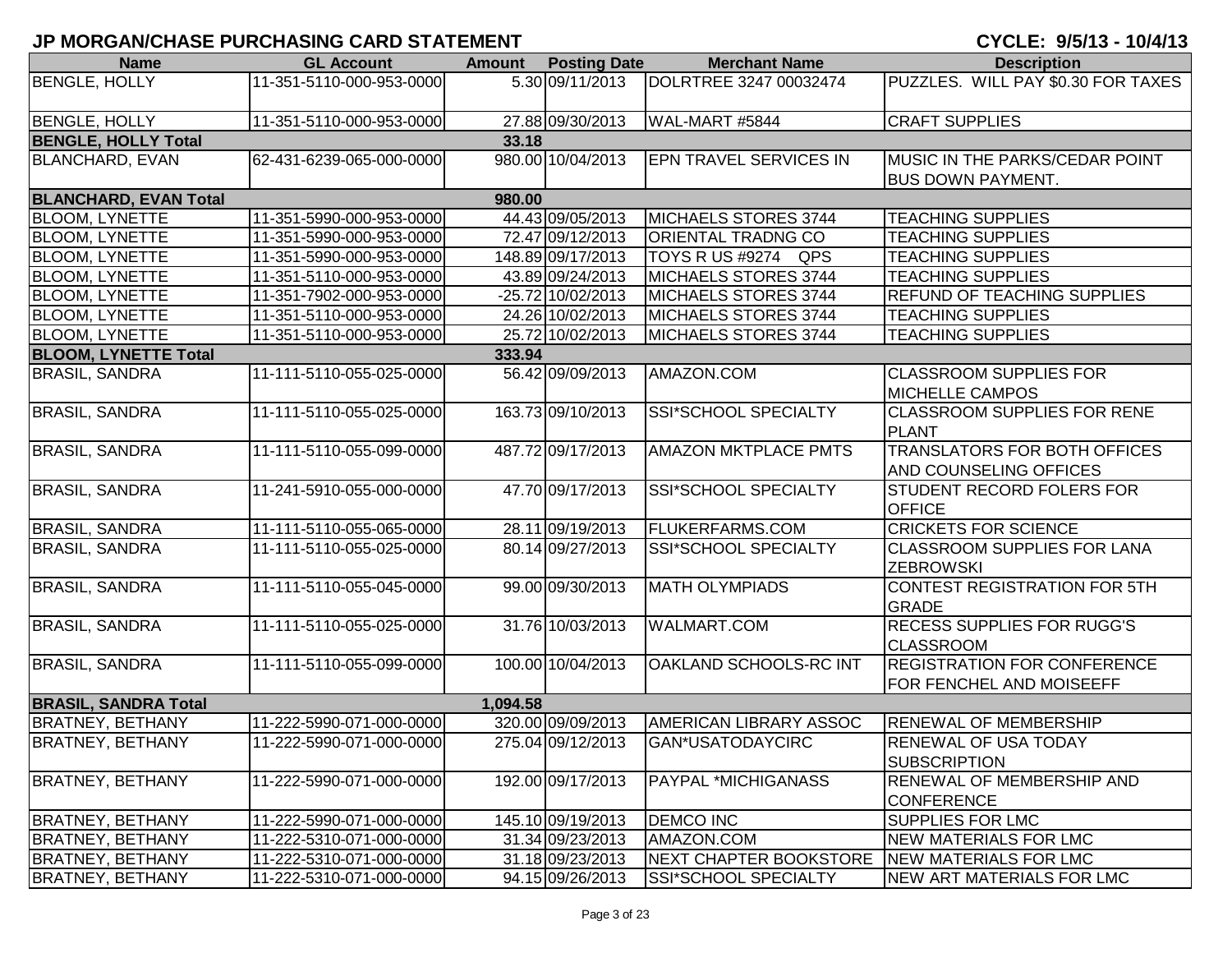# JP MORGAN/CHASE PURCHASING CARD STATEMENT

**CYCLE: 9/5/13 - 10/4/13**

| Name | GL Account | Amount | Posting Date | Merchant Name | Description |
|---|---|---|---|---|---|
| BENGLE, HOLLY | 11-351-5110-000-953-0000 | 5.30 | 09/11/2013 | DOLRTREE 3247 00032474 | PUZZLES. WILL PAY $0.30 FOR TAXES |
| BENGLE, HOLLY | 11-351-5110-000-953-0000 | 27.88 | 09/30/2013 | WAL-MART #5844 | CRAFT SUPPLIES |
| **BENGLE, HOLLY Total** | | **33.18** | | | |
| BLANCHARD, EVAN | 62-431-6239-065-000-0000 | 980.00 | 10/04/2013 | EPN TRAVEL SERVICES IN | MUSIC IN THE PARKS/CEDAR POINT BUS DOWN PAYMENT. |
| **BLANCHARD, EVAN Total** | | **980.00** | | | |
| BLOOM, LYNETTE | 11-351-5990-000-953-0000 | 44.43 | 09/05/2013 | MICHAELS STORES 3744 | TEACHING SUPPLIES |
| BLOOM, LYNETTE | 11-351-5990-000-953-0000 | 72.47 | 09/12/2013 | ORIENTAL TRADNG CO | TEACHING SUPPLIES |
| BLOOM, LYNETTE | 11-351-5990-000-953-0000 | 148.89 | 09/17/2013 | TOYS R US #9274 QPS | TEACHING SUPPLIES |
| BLOOM, LYNETTE | 11-351-5110-000-953-0000 | 43.89 | 09/24/2013 | MICHAELS STORES 3744 | TEACHING SUPPLIES |
| BLOOM, LYNETTE | 11-351-7902-000-953-0000 | -25.72 | 10/02/2013 | MICHAELS STORES 3744 | REFUND OF TEACHING SUPPLIES |
| BLOOM, LYNETTE | 11-351-5110-000-953-0000 | 24.26 | 10/02/2013 | MICHAELS STORES 3744 | TEACHING SUPPLIES |
| BLOOM, LYNETTE | 11-351-5110-000-953-0000 | 25.72 | 10/02/2013 | MICHAELS STORES 3744 | TEACHING SUPPLIES |
| **BLOOM, LYNETTE Total** | | **333.94** | | | |
| BRASIL, SANDRA | 11-111-5110-055-025-0000 | 56.42 | 09/09/2013 | AMAZON.COM | CLASSROOM SUPPLIES FOR MICHELLE CAMPOS |
| BRASIL, SANDRA | 11-111-5110-055-025-0000 | 163.73 | 09/10/2013 | SSI*SCHOOL SPECIALTY | CLASSROOM SUPPLIES FOR RENE PLANT |
| BRASIL, SANDRA | 11-111-5110-055-099-0000 | 487.72 | 09/17/2013 | AMAZON MKTPLACE PMTS | TRANSLATORS FOR BOTH OFFICES AND COUNSELING OFFICES |
| BRASIL, SANDRA | 11-241-5910-055-000-0000 | 47.70 | 09/17/2013 | SSI*SCHOOL SPECIALTY | STUDENT RECORD FOLERS FOR OFFICE |
| BRASIL, SANDRA | 11-111-5110-055-065-0000 | 28.11 | 09/19/2013 | FLUKERFARMS.COM | CRICKETS FOR SCIENCE |
| BRASIL, SANDRA | 11-111-5110-055-025-0000 | 80.14 | 09/27/2013 | SSI*SCHOOL SPECIALTY | CLASSROOM SUPPLIES FOR LANA ZEBROWSKI |
| BRASIL, SANDRA | 11-111-5110-055-045-0000 | 99.00 | 09/30/2013 | MATH OLYMPIADS | CONTEST REGISTRATION FOR 5TH GRADE |
| BRASIL, SANDRA | 11-111-5110-055-025-0000 | 31.76 | 10/03/2013 | WALMART.COM | RECESS SUPPLIES FOR RUGG'S CLASSROOM |
| BRASIL, SANDRA | 11-111-5110-055-099-0000 | 100.00 | 10/04/2013 | OAKLAND SCHOOLS-RC INT | REGISTRATION FOR CONFERENCE FOR FENCHEL AND MOISEEFF |
| **BRASIL, SANDRA Total** | | **1,094.58** | | | |
| BRATNEY, BETHANY | 11-222-5990-071-000-0000 | 320.00 | 09/09/2013 | AMERICAN LIBRARY ASSOC | RENEWAL OF MEMBERSHIP |
| BRATNEY, BETHANY | 11-222-5990-071-000-0000 | 275.04 | 09/12/2013 | GAN*USATODAYCIRC | RENEWAL OF USA TODAY SUBSCRIPTION |
| BRATNEY, BETHANY | 11-222-5990-071-000-0000 | 192.00 | 09/17/2013 | PAYPAL *MICHIGANASS | RENEWAL OF MEMBERSHIP AND CONFERENCE |
| BRATNEY, BETHANY | 11-222-5990-071-000-0000 | 145.10 | 09/19/2013 | DEMCO INC | SUPPLIES FOR LMC |
| BRATNEY, BETHANY | 11-222-5310-071-000-0000 | 31.34 | 09/23/2013 | AMAZON.COM | NEW MATERIALS FOR LMC |
| BRATNEY, BETHANY | 11-222-5310-071-000-0000 | 31.18 | 09/23/2013 | NEXT CHAPTER BOOKSTORE | NEW MATERIALS FOR LMC |
| BRATNEY, BETHANY | 11-222-5310-071-000-0000 | 94.15 | 09/26/2013 | SSI*SCHOOL SPECIALTY | NEW ART MATERIALS FOR LMC |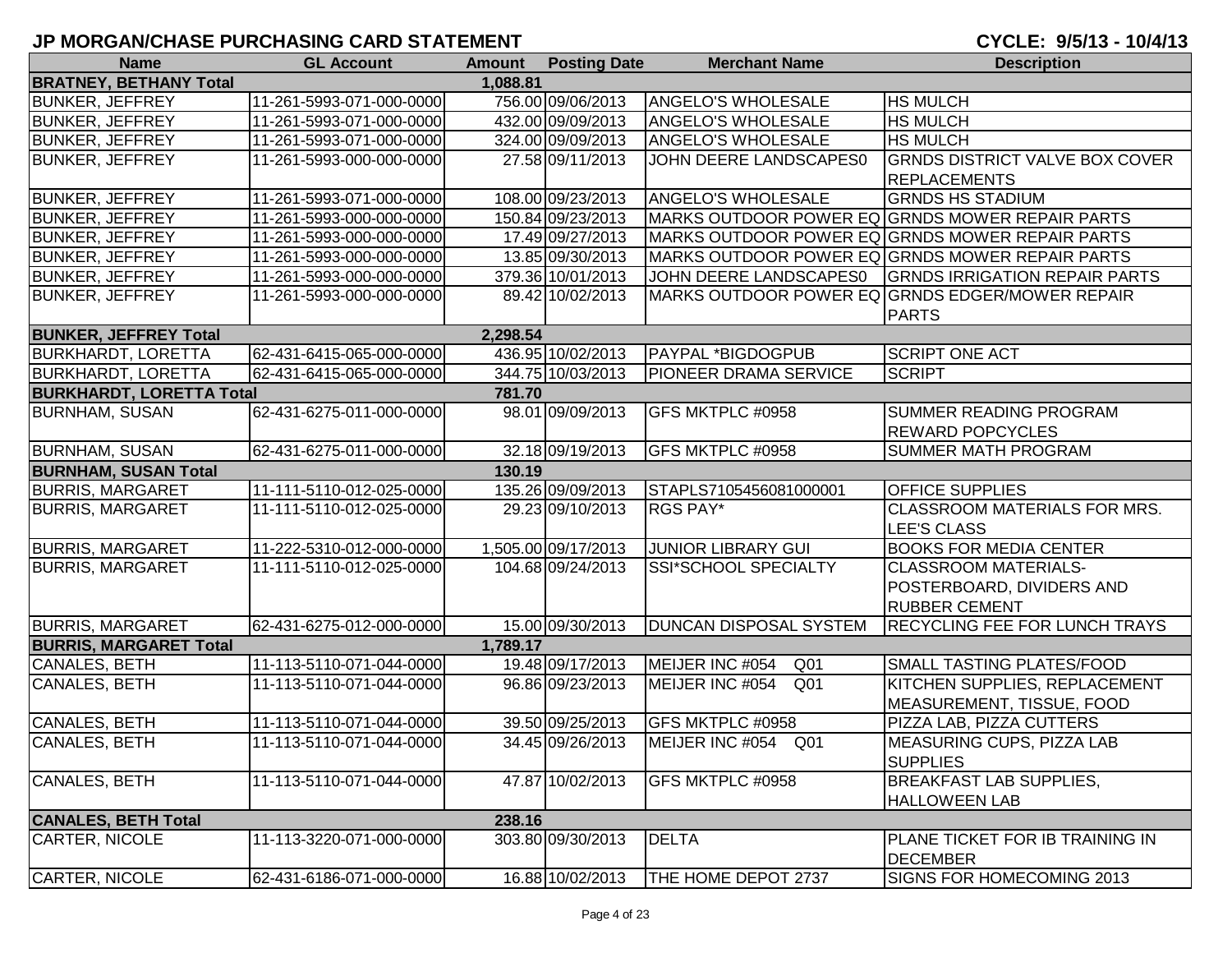## JP MORGAN/CHASE PURCHASING CARD STATEMENT

**CYCLE: 9/5/13 - 10/4/13**

| Name | GL Account | Amount | Posting Date | Merchant Name | Description |
|---|---|---|---|---|---|
| **BRATNEY, BETHANY Total** | | **1,088.81** | | | |
| BUNKER, JEFFREY | 11-261-5993-071-000-0000 | 756.00 | 09/06/2013 | ANGELO'S WHOLESALE | HS MULCH |
| BUNKER, JEFFREY | 11-261-5993-071-000-0000 | 432.00 | 09/09/2013 | ANGELO'S WHOLESALE | HS MULCH |
| BUNKER, JEFFREY | 11-261-5993-071-000-0000 | 324.00 | 09/09/2013 | ANGELO'S WHOLESALE | HS MULCH |
| BUNKER, JEFFREY | 11-261-5993-000-000-0000 | 27.58 | 09/11/2013 | JOHN DEERE LANDSCAPES0 | GRNDS DISTRICT VALVE BOX COVER REPLACEMENTS |
| BUNKER, JEFFREY | 11-261-5993-071-000-0000 | 108.00 | 09/23/2013 | ANGELO'S WHOLESALE | GRNDS HS STADIUM |
| BUNKER, JEFFREY | 11-261-5993-000-000-0000 | 150.84 | 09/23/2013 | MARKS OUTDOOR POWER EQ | GRNDS MOWER REPAIR PARTS |
| BUNKER, JEFFREY | 11-261-5993-000-000-0000 | 17.49 | 09/27/2013 | MARKS OUTDOOR POWER EQ | GRNDS MOWER REPAIR PARTS |
| BUNKER, JEFFREY | 11-261-5993-000-000-0000 | 13.85 | 09/30/2013 | MARKS OUTDOOR POWER EQ | GRNDS MOWER REPAIR PARTS |
| BUNKER, JEFFREY | 11-261-5993-000-000-0000 | 379.36 | 10/01/2013 | JOHN DEERE LANDSCAPES0 | GRNDS IRRIGATION REPAIR PARTS |
| BUNKER, JEFFREY | 11-261-5993-000-000-0000 | 89.42 | 10/02/2013 | MARKS OUTDOOR POWER EQ | GRNDS EDGER/MOWER REPAIR PARTS |
| **BUNKER, JEFFREY Total** | | **2,298.54** | | | |
| BURKHARDT, LORETTA | 62-431-6415-065-000-0000 | 436.95 | 10/02/2013 | PAYPAL *BIGDOGPUB | SCRIPT ONE ACT |
| BURKHARDT, LORETTA | 62-431-6415-065-000-0000 | 344.75 | 10/03/2013 | PIONEER DRAMA SERVICE | SCRIPT |
| **BURKHARDT, LORETTA Total** | | **781.70** | | | |
| BURNHAM, SUSAN | 62-431-6275-011-000-0000 | 98.01 | 09/09/2013 | GFS MKTPLC #0958 | SUMMER READING PROGRAM REWARD POPCYCLES |
| BURNHAM, SUSAN | 62-431-6275-011-000-0000 | 32.18 | 09/19/2013 | GFS MKTPLC #0958 | SUMMER MATH PROGRAM |
| **BURNHAM, SUSAN Total** | | **130.19** | | | |
| BURRIS, MARGARET | 11-111-5110-012-025-0000 | 135.26 | 09/09/2013 | STAPLS7105456081000001 | OFFICE SUPPLIES |
| BURRIS, MARGARET | 11-111-5110-012-025-0000 | 29.23 | 09/10/2013 | RGS PAY* | CLASSROOM MATERIALS FOR MRS. LEE'S CLASS |
| BURRIS, MARGARET | 11-222-5310-012-000-0000 | 1,505.00 | 09/17/2013 | JUNIOR LIBRARY GUI | BOOKS FOR MEDIA CENTER |
| BURRIS, MARGARET | 11-111-5110-012-025-0000 | 104.68 | 09/24/2013 | SSI*SCHOOL SPECIALTY | CLASSROOM MATERIALS- POSTERBOARD, DIVIDERS AND RUBBER CEMENT |
| BURRIS, MARGARET | 62-431-6275-012-000-0000 | 15.00 | 09/30/2013 | DUNCAN DISPOSAL SYSTEM | RECYCLING FEE FOR LUNCH TRAYS |
| **BURRIS, MARGARET Total** | | **1,789.17** | | | |
| CANALES, BETH | 11-113-5110-071-044-0000 | 19.48 | 09/17/2013 | MEIJER INC #054 Q01 | SMALL TASTING PLATES/FOOD |
| CANALES, BETH | 11-113-5110-071-044-0000 | 96.86 | 09/23/2013 | MEIJER INC #054 Q01 | KITCHEN SUPPLIES, REPLACEMENT MEASUREMENT, TISSUE, FOOD |
| CANALES, BETH | 11-113-5110-071-044-0000 | 39.50 | 09/25/2013 | GFS MKTPLC #0958 | PIZZA LAB, PIZZA CUTTERS |
| CANALES, BETH | 11-113-5110-071-044-0000 | 34.45 | 09/26/2013 | MEIJER INC #054 Q01 | MEASURING CUPS, PIZZA LAB SUPPLIES |
| CANALES, BETH | 11-113-5110-071-044-0000 | 47.87 | 10/02/2013 | GFS MKTPLC #0958 | BREAKFAST LAB SUPPLIES, HALLOWEEN LAB |
| **CANALES, BETH Total** | | **238.16** | | | |
| CARTER, NICOLE | 11-113-3220-071-000-0000 | 303.80 | 09/30/2013 | DELTA | PLANE TICKET FOR IB TRAINING IN DECEMBER |
| CARTER, NICOLE | 62-431-6186-071-000-0000 | 16.88 | 10/02/2013 | THE HOME DEPOT 2737 | SIGNS FOR HOMECOMING 2013 |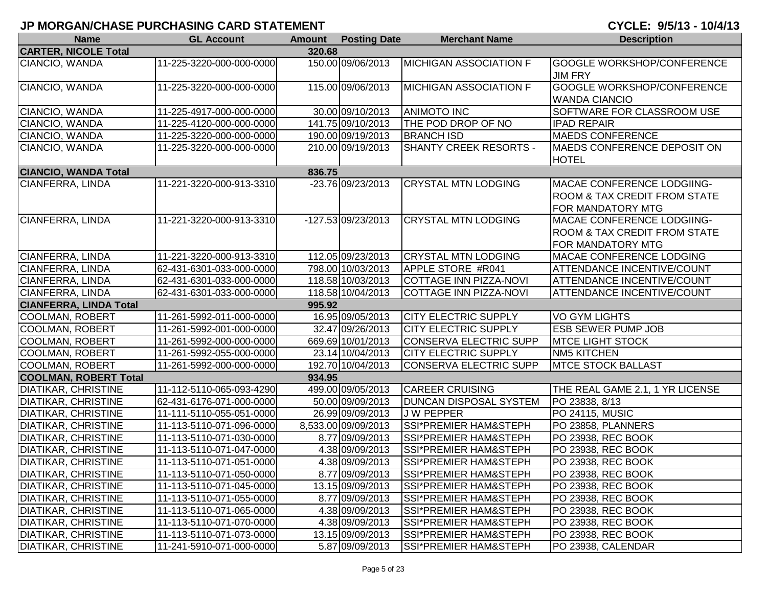## JP MORGAN/CHASE PURCHASING CARD STATEMENT

**CYCLE: 9/5/13 - 10/4/13**

| Name | GL Account | Amount | Posting Date | Merchant Name | Description |
|---|---|---|---|---|---|
| **CARTER, NICOLE Total** | | **320.68** | | | |
| CIANCIO, WANDA | 11-225-3220-000-000-0000 | 150.00 | 09/06/2013 | MICHIGAN ASSOCIATION F | GOOGLE WORKSHOP/CONFERENCE JIM FRY |
| CIANCIO, WANDA | 11-225-3220-000-000-0000 | 115.00 | 09/06/2013 | MICHIGAN ASSOCIATION F | GOOGLE WORKSHOP/CONFERENCE WANDA CIANCIO |
| CIANCIO, WANDA | 11-225-4917-000-000-0000 | 30.00 | 09/10/2013 | ANIMOTO INC | SOFTWARE FOR CLASSROOM USE |
| CIANCIO, WANDA | 11-225-4120-000-000-0000 | 141.75 | 09/10/2013 | THE POD DROP OF NO | IPAD REPAIR |
| CIANCIO, WANDA | 11-225-3220-000-000-0000 | 190.00 | 09/19/2013 | BRANCH ISD | MAEDS CONFERENCE |
| CIANCIO, WANDA | 11-225-3220-000-000-0000 | 210.00 | 09/19/2013 | SHANTY CREEK RESORTS - | MAEDS CONFERENCE DEPOSIT ON HOTEL |
| **CIANCIO, WANDA Total** | | **836.75** | | | |
| CIANFERRA, LINDA | 11-221-3220-000-913-3310 | -23.76 | 09/23/2013 | CRYSTAL MTN LODGING | MACAE CONFERENCE LODGIING-ROOM & TAX CREDIT FROM STATE FOR MANDATORY MTG |
| CIANFERRA, LINDA | 11-221-3220-000-913-3310 | -127.53 | 09/23/2013 | CRYSTAL MTN LODGING | MACAE CONFERENCE LODGIING-ROOM & TAX CREDIT FROM STATE FOR MANDATORY MTG |
| CIANFERRA, LINDA | 11-221-3220-000-913-3310 | 112.05 | 09/23/2013 | CRYSTAL MTN LODGING | MACAE CONFERENCE LODGING |
| CIANFERRA, LINDA | 62-431-6301-033-000-0000 | 798.00 | 10/03/2013 | APPLE STORE #R041 | ATTENDANCE INCENTIVE/COUNT |
| CIANFERRA, LINDA | 62-431-6301-033-000-0000 | 118.58 | 10/03/2013 | COTTAGE INN PIZZA-NOVI | ATTENDANCE INCENTIVE/COUNT |
| CIANFERRA, LINDA | 62-431-6301-033-000-0000 | 118.58 | 10/04/2013 | COTTAGE INN PIZZA-NOVI | ATTENDANCE INCENTIVE/COUNT |
| **CIANFERRA, LINDA Total** | | **995.92** | | | |
| COOLMAN, ROBERT | 11-261-5992-011-000-0000 | 16.95 | 09/05/2013 | CITY ELECTRIC SUPPLY | VO GYM LIGHTS |
| COOLMAN, ROBERT | 11-261-5992-001-000-0000 | 32.47 | 09/26/2013 | CITY ELECTRIC SUPPLY | ESB SEWER PUMP JOB |
| COOLMAN, ROBERT | 11-261-5992-000-000-0000 | 669.69 | 10/01/2013 | CONSERVA ELECTRIC SUPP | MTCE LIGHT STOCK |
| COOLMAN, ROBERT | 11-261-5992-055-000-0000 | 23.14 | 10/04/2013 | CITY ELECTRIC SUPPLY | NM5 KITCHEN |
| COOLMAN, ROBERT | 11-261-5992-000-000-0000 | 192.70 | 10/04/2013 | CONSERVA ELECTRIC SUPP | MTCE STOCK BALLAST |
| **COOLMAN, ROBERT Total** | | **934.95** | | | |
| DIATIKAR, CHRISTINE | 11-112-5110-065-093-4290 | 499.00 | 09/05/2013 | CAREER CRUISING | THE REAL GAME 2.1, 1 YR LICENSE |
| DIATIKAR, CHRISTINE | 62-431-6176-071-000-0000 | 50.00 | 09/09/2013 | DUNCAN DISPOSAL SYSTEM | PO 23838, 8/13 |
| DIATIKAR, CHRISTINE | 11-111-5110-055-051-0000 | 26.99 | 09/09/2013 | J W PEPPER | PO 24115, MUSIC |
| DIATIKAR, CHRISTINE | 11-113-5110-071-096-0000 | 8,533.00 | 09/09/2013 | SSI*PREMIER HAM&STEPH | PO 23858, PLANNERS |
| DIATIKAR, CHRISTINE | 11-113-5110-071-030-0000 | 8.77 | 09/09/2013 | SSI*PREMIER HAM&STEPH | PO 23938, REC BOOK |
| DIATIKAR, CHRISTINE | 11-113-5110-071-047-0000 | 4.38 | 09/09/2013 | SSI*PREMIER HAM&STEPH | PO 23938, REC BOOK |
| DIATIKAR, CHRISTINE | 11-113-5110-071-051-0000 | 4.38 | 09/09/2013 | SSI*PREMIER HAM&STEPH | PO 23938, REC BOOK |
| DIATIKAR, CHRISTINE | 11-113-5110-071-050-0000 | 8.77 | 09/09/2013 | SSI*PREMIER HAM&STEPH | PO 23938, REC BOOK |
| DIATIKAR, CHRISTINE | 11-113-5110-071-045-0000 | 13.15 | 09/09/2013 | SSI*PREMIER HAM&STEPH | PO 23938, REC BOOK |
| DIATIKAR, CHRISTINE | 11-113-5110-071-055-0000 | 8.77 | 09/09/2013 | SSI*PREMIER HAM&STEPH | PO 23938, REC BOOK |
| DIATIKAR, CHRISTINE | 11-113-5110-071-065-0000 | 4.38 | 09/09/2013 | SSI*PREMIER HAM&STEPH | PO 23938, REC BOOK |
| DIATIKAR, CHRISTINE | 11-113-5110-071-070-0000 | 4.38 | 09/09/2013 | SSI*PREMIER HAM&STEPH | PO 23938, REC BOOK |
| DIATIKAR, CHRISTINE | 11-113-5110-071-073-0000 | 13.15 | 09/09/2013 | SSI*PREMIER HAM&STEPH | PO 23938, REC BOOK |
| DIATIKAR, CHRISTINE | 11-241-5910-071-000-0000 | 5.87 | 09/09/2013 | SSI*PREMIER HAM&STEPH | PO 23938, CALENDAR |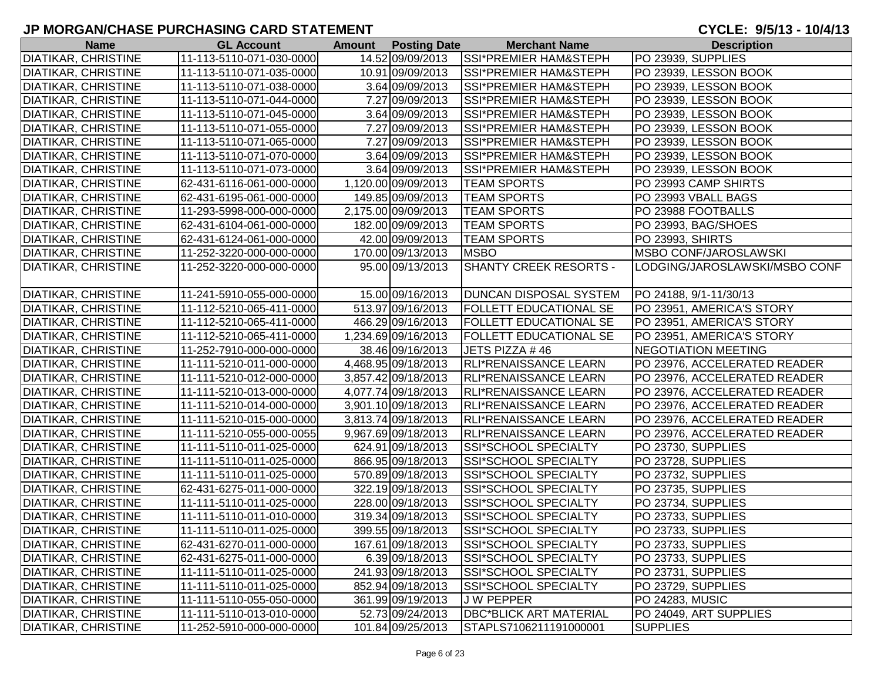## JP MORGAN/CHASE PURCHASING CARD STATEMENT

**CYCLE: 9/5/13 - 10/4/13**

| Name | GL Account | Amount | Posting Date | Merchant Name | Description |
|---|---|---|---|---|---|
| DIATIKAR, CHRISTINE | 11-113-5110-071-030-0000 | 14.52 | 09/09/2013 | SSI*PREMIER HAM&STEPH | PO 23939, SUPPLIES |
| DIATIKAR, CHRISTINE | 11-113-5110-071-035-0000 | 10.91 | 09/09/2013 | SSI*PREMIER HAM&STEPH | PO 23939, LESSON BOOK |
| DIATIKAR, CHRISTINE | 11-113-5110-071-038-0000 | 3.64 | 09/09/2013 | SSI*PREMIER HAM&STEPH | PO 23939, LESSON BOOK |
| DIATIKAR, CHRISTINE | 11-113-5110-071-044-0000 | 7.27 | 09/09/2013 | SSI*PREMIER HAM&STEPH | PO 23939, LESSON BOOK |
| DIATIKAR, CHRISTINE | 11-113-5110-071-045-0000 | 3.64 | 09/09/2013 | SSI*PREMIER HAM&STEPH | PO 23939, LESSON BOOK |
| DIATIKAR, CHRISTINE | 11-113-5110-071-055-0000 | 7.27 | 09/09/2013 | SSI*PREMIER HAM&STEPH | PO 23939, LESSON BOOK |
| DIATIKAR, CHRISTINE | 11-113-5110-071-065-0000 | 7.27 | 09/09/2013 | SSI*PREMIER HAM&STEPH | PO 23939, LESSON BOOK |
| DIATIKAR, CHRISTINE | 11-113-5110-071-070-0000 | 3.64 | 09/09/2013 | SSI*PREMIER HAM&STEPH | PO 23939, LESSON BOOK |
| DIATIKAR, CHRISTINE | 11-113-5110-071-073-0000 | 3.64 | 09/09/2013 | SSI*PREMIER HAM&STEPH | PO 23939, LESSON BOOK |
| DIATIKAR, CHRISTINE | 62-431-6116-061-000-0000 | 1,120.00 | 09/09/2013 | TEAM SPORTS | PO 23993 CAMP SHIRTS |
| DIATIKAR, CHRISTINE | 62-431-6195-061-000-0000 | 149.85 | 09/09/2013 | TEAM SPORTS | PO 23993 VBALL BAGS |
| DIATIKAR, CHRISTINE | 11-293-5998-000-000-0000 | 2,175.00 | 09/09/2013 | TEAM SPORTS | PO 23988 FOOTBALLS |
| DIATIKAR, CHRISTINE | 62-431-6104-061-000-0000 | 182.00 | 09/09/2013 | TEAM SPORTS | PO 23993, BAG/SHOES |
| DIATIKAR, CHRISTINE | 62-431-6124-061-000-0000 | 42.00 | 09/09/2013 | TEAM SPORTS | PO 23993, SHIRTS |
| DIATIKAR, CHRISTINE | 11-252-3220-000-000-0000 | 170.00 | 09/13/2013 | MSBO | MSBO CONF/JAROSLAWSKI |
| DIATIKAR, CHRISTINE | 11-252-3220-000-000-0000 | 95.00 | 09/13/2013 | SHANTY CREEK RESORTS - | LODGING/JAROSLAWSKI/MSBO CONF |
| DIATIKAR, CHRISTINE | 11-241-5910-055-000-0000 | 15.00 | 09/16/2013 | DUNCAN DISPOSAL SYSTEM | PO 24188, 9/1-11/30/13 |
| DIATIKAR, CHRISTINE | 11-112-5210-065-411-0000 | 513.97 | 09/16/2013 | FOLLETT EDUCATIONAL SE | PO 23951, AMERICA'S STORY |
| DIATIKAR, CHRISTINE | 11-112-5210-065-411-0000 | 466.29 | 09/16/2013 | FOLLETT EDUCATIONAL SE | PO 23951, AMERICA'S STORY |
| DIATIKAR, CHRISTINE | 11-112-5210-065-411-0000 | 1,234.69 | 09/16/2013 | FOLLETT EDUCATIONAL SE | PO 23951, AMERICA'S STORY |
| DIATIKAR, CHRISTINE | 11-252-7910-000-000-0000 | 38.46 | 09/16/2013 | JETS PIZZA # 46 | NEGOTIATION MEETING |
| DIATIKAR, CHRISTINE | 11-111-5210-011-000-0000 | 4,468.95 | 09/18/2013 | RLI*RENAISSANCE LEARN | PO 23976, ACCELERATED READER |
| DIATIKAR, CHRISTINE | 11-111-5210-012-000-0000 | 3,857.42 | 09/18/2013 | RLI*RENAISSANCE LEARN | PO 23976, ACCELERATED READER |
| DIATIKAR, CHRISTINE | 11-111-5210-013-000-0000 | 4,077.74 | 09/18/2013 | RLI*RENAISSANCE LEARN | PO 23976, ACCELERATED READER |
| DIATIKAR, CHRISTINE | 11-111-5210-014-000-0000 | 3,901.10 | 09/18/2013 | RLI*RENAISSANCE LEARN | PO 23976, ACCELERATED READER |
| DIATIKAR, CHRISTINE | 11-111-5210-015-000-0000 | 3,813.74 | 09/18/2013 | RLI*RENAISSANCE LEARN | PO 23976, ACCELERATED READER |
| DIATIKAR, CHRISTINE | 11-111-5210-055-000-0055 | 9,967.69 | 09/18/2013 | RLI*RENAISSANCE LEARN | PO 23976, ACCELERATED READER |
| DIATIKAR, CHRISTINE | 11-111-5110-011-025-0000 | 624.91 | 09/18/2013 | SSI*SCHOOL SPECIALTY | PO 23730, SUPPLIES |
| DIATIKAR, CHRISTINE | 11-111-5110-011-025-0000 | 866.95 | 09/18/2013 | SSI*SCHOOL SPECIALTY | PO 23728, SUPPLIES |
| DIATIKAR, CHRISTINE | 11-111-5110-011-025-0000 | 570.89 | 09/18/2013 | SSI*SCHOOL SPECIALTY | PO 23732, SUPPLIES |
| DIATIKAR, CHRISTINE | 62-431-6275-011-000-0000 | 322.19 | 09/18/2013 | SSI*SCHOOL SPECIALTY | PO 23735, SUPPLIES |
| DIATIKAR, CHRISTINE | 11-111-5110-011-025-0000 | 228.00 | 09/18/2013 | SSI*SCHOOL SPECIALTY | PO 23734, SUPPLIES |
| DIATIKAR, CHRISTINE | 11-111-5110-011-010-0000 | 319.34 | 09/18/2013 | SSI*SCHOOL SPECIALTY | PO 23733, SUPPLIES |
| DIATIKAR, CHRISTINE | 11-111-5110-011-025-0000 | 399.55 | 09/18/2013 | SSI*SCHOOL SPECIALTY | PO 23733, SUPPLIES |
| DIATIKAR, CHRISTINE | 62-431-6270-011-000-0000 | 167.61 | 09/18/2013 | SSI*SCHOOL SPECIALTY | PO 23733, SUPPLIES |
| DIATIKAR, CHRISTINE | 62-431-6275-011-000-0000 | 6.39 | 09/18/2013 | SSI*SCHOOL SPECIALTY | PO 23733, SUPPLIES |
| DIATIKAR, CHRISTINE | 11-111-5110-011-025-0000 | 241.93 | 09/18/2013 | SSI*SCHOOL SPECIALTY | PO 23731, SUPPLIES |
| DIATIKAR, CHRISTINE | 11-111-5110-011-025-0000 | 852.94 | 09/18/2013 | SSI*SCHOOL SPECIALTY | PO 23729, SUPPLIES |
| DIATIKAR, CHRISTINE | 11-111-5110-055-050-0000 | 361.99 | 09/19/2013 | J W PEPPER | PO 24283, MUSIC |
| DIATIKAR, CHRISTINE | 11-111-5110-013-010-0000 | 52.73 | 09/24/2013 | DBC*BLICK ART MATERIAL | PO 24049, ART SUPPLIES |
| DIATIKAR, CHRISTINE | 11-252-5910-000-000-0000 | 101.84 | 09/25/2013 | STAPLS7106211191000001 | SUPPLIES |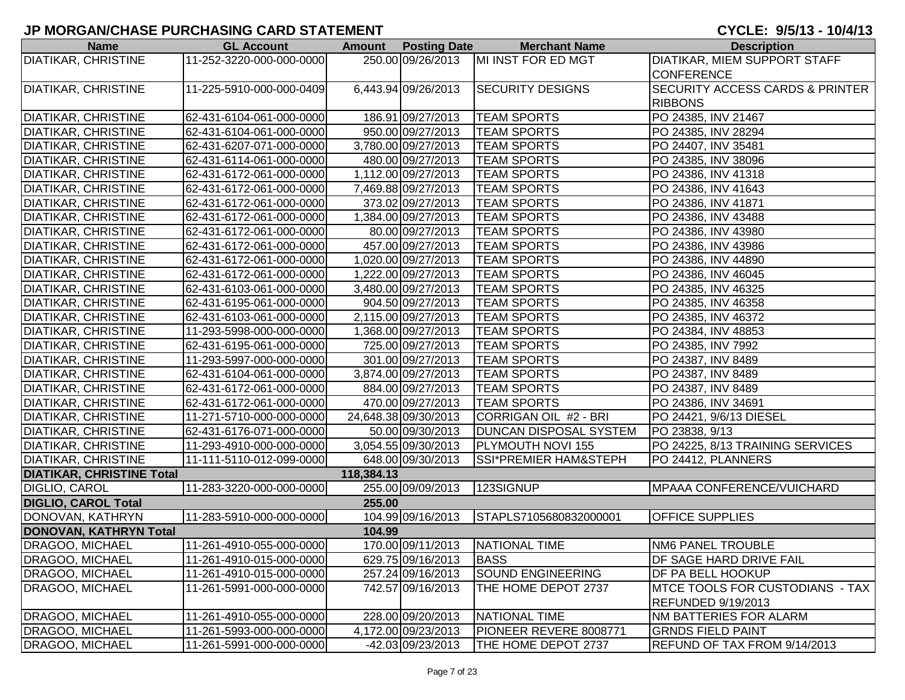## JP MORGAN/CHASE PURCHASING CARD STATEMENT

**CYCLE: 9/5/13 - 10/4/13**

| Name | GL Account | Amount | Posting Date | Merchant Name | Description |
|---|---|---|---|---|---|
| DIATIKAR, CHRISTINE | 11-252-3220-000-000-0000 | 250.00 | 09/26/2013 | MI INST FOR ED MGT | DIATIKAR, MIEM SUPPORT STAFF CONFERENCE |
| DIATIKAR, CHRISTINE | 11-225-5910-000-000-0409 | 6,443.94 | 09/26/2013 | SECURITY DESIGNS | SECURITY ACCESS CARDS & PRINTER RIBBONS |
| DIATIKAR, CHRISTINE | 62-431-6104-061-000-0000 | 186.91 | 09/27/2013 | TEAM SPORTS | PO 24385, INV 21467 |
| DIATIKAR, CHRISTINE | 62-431-6104-061-000-0000 | 950.00 | 09/27/2013 | TEAM SPORTS | PO 24385, INV 28294 |
| DIATIKAR, CHRISTINE | 62-431-6207-071-000-0000 | 3,780.00 | 09/27/2013 | TEAM SPORTS | PO 24407, INV 35481 |
| DIATIKAR, CHRISTINE | 62-431-6114-061-000-0000 | 480.00 | 09/27/2013 | TEAM SPORTS | PO 24385, INV 38096 |
| DIATIKAR, CHRISTINE | 62-431-6172-061-000-0000 | 1,112.00 | 09/27/2013 | TEAM SPORTS | PO 24386, INV 41318 |
| DIATIKAR, CHRISTINE | 62-431-6172-061-000-0000 | 7,469.88 | 09/27/2013 | TEAM SPORTS | PO 24386, INV 41643 |
| DIATIKAR, CHRISTINE | 62-431-6172-061-000-0000 | 373.02 | 09/27/2013 | TEAM SPORTS | PO 24386, INV 41871 |
| DIATIKAR, CHRISTINE | 62-431-6172-061-000-0000 | 1,384.00 | 09/27/2013 | TEAM SPORTS | PO 24386, INV 43488 |
| DIATIKAR, CHRISTINE | 62-431-6172-061-000-0000 | 80.00 | 09/27/2013 | TEAM SPORTS | PO 24386, INV 43980 |
| DIATIKAR, CHRISTINE | 62-431-6172-061-000-0000 | 457.00 | 09/27/2013 | TEAM SPORTS | PO 24386, INV 43986 |
| DIATIKAR, CHRISTINE | 62-431-6172-061-000-0000 | 1,020.00 | 09/27/2013 | TEAM SPORTS | PO 24386, INV 44890 |
| DIATIKAR, CHRISTINE | 62-431-6172-061-000-0000 | 1,222.00 | 09/27/2013 | TEAM SPORTS | PO 24386, INV 46045 |
| DIATIKAR, CHRISTINE | 62-431-6103-061-000-0000 | 3,480.00 | 09/27/2013 | TEAM SPORTS | PO 24385, INV 46325 |
| DIATIKAR, CHRISTINE | 62-431-6195-061-000-0000 | 904.50 | 09/27/2013 | TEAM SPORTS | PO 24385, INV 46358 |
| DIATIKAR, CHRISTINE | 62-431-6103-061-000-0000 | 2,115.00 | 09/27/2013 | TEAM SPORTS | PO 24385, INV 46372 |
| DIATIKAR, CHRISTINE | 11-293-5998-000-000-0000 | 1,368.00 | 09/27/2013 | TEAM SPORTS | PO 24384, INV 48853 |
| DIATIKAR, CHRISTINE | 62-431-6195-061-000-0000 | 725.00 | 09/27/2013 | TEAM SPORTS | PO 24385, INV 7992 |
| DIATIKAR, CHRISTINE | 11-293-5997-000-000-0000 | 301.00 | 09/27/2013 | TEAM SPORTS | PO 24387, INV 8489 |
| DIATIKAR, CHRISTINE | 62-431-6104-061-000-0000 | 3,874.00 | 09/27/2013 | TEAM SPORTS | PO 24387, INV 8489 |
| DIATIKAR, CHRISTINE | 62-431-6172-061-000-0000 | 884.00 | 09/27/2013 | TEAM SPORTS | PO 24387, INV 8489 |
| DIATIKAR, CHRISTINE | 62-431-6172-061-000-0000 | 470.00 | 09/27/2013 | TEAM SPORTS | PO 24386, INV 34691 |
| DIATIKAR, CHRISTINE | 11-271-5710-000-000-0000 | 24,648.38 | 09/30/2013 | CORRIGAN OIL #2 - BRI | PO 24421, 9/6/13 DIESEL |
| DIATIKAR, CHRISTINE | 62-431-6176-071-000-0000 | 50.00 | 09/30/2013 | DUNCAN DISPOSAL SYSTEM | PO 23838, 9/13 |
| DIATIKAR, CHRISTINE | 11-293-4910-000-000-0000 | 3,054.55 | 09/30/2013 | PLYMOUTH NOVI 155 | PO 24225, 8/13 TRAINING SERVICES |
| DIATIKAR, CHRISTINE | 11-111-5110-012-099-0000 | 648.00 | 09/30/2013 | SSI*PREMIER HAM&STEPH | PO 24412, PLANNERS |
| **DIATIKAR, CHRISTINE Total** | | **118,384.13** | | | |
| DIGLIO, CAROL | 11-283-3220-000-000-0000 | 255.00 | 09/09/2013 | 123SIGNUP | MPAAA CONFERENCE/VUICHARD |
| **DIGLIO, CAROL Total** | | **255.00** | | | |
| DONOVAN, KATHRYN | 11-283-5910-000-000-0000 | 104.99 | 09/16/2013 | STAPLS7105680832000001 | OFFICE SUPPLIES |
| **DONOVAN, KATHRYN Total** | | **104.99** | | | |
| DRAGOO, MICHAEL | 11-261-4910-055-000-0000 | 170.00 | 09/11/2013 | NATIONAL TIME | NM6 PANEL TROUBLE |
| DRAGOO, MICHAEL | 11-261-4910-015-000-0000 | 629.75 | 09/16/2013 | BASS | DF SAGE HARD DRIVE FAIL |
| DRAGOO, MICHAEL | 11-261-4910-015-000-0000 | 257.24 | 09/16/2013 | SOUND ENGINEERING | DF PA BELL HOOKUP |
| DRAGOO, MICHAEL | 11-261-5991-000-000-0000 | 742.57 | 09/16/2013 | THE HOME DEPOT 2737 | MTCE TOOLS FOR CUSTODIANS - TAX REFUNDED 9/19/2013 |
| DRAGOO, MICHAEL | 11-261-4910-055-000-0000 | 228.00 | 09/20/2013 | NATIONAL TIME | NM BATTERIES FOR ALARM |
| DRAGOO, MICHAEL | 11-261-5993-000-000-0000 | 4,172.00 | 09/23/2013 | PIONEER REVERE 8008771 | GRNDS FIELD PAINT |
| DRAGOO, MICHAEL | 11-261-5991-000-000-0000 | -42.03 | 09/23/2013 | THE HOME DEPOT 2737 | REFUND OF TAX FROM 9/14/2013 |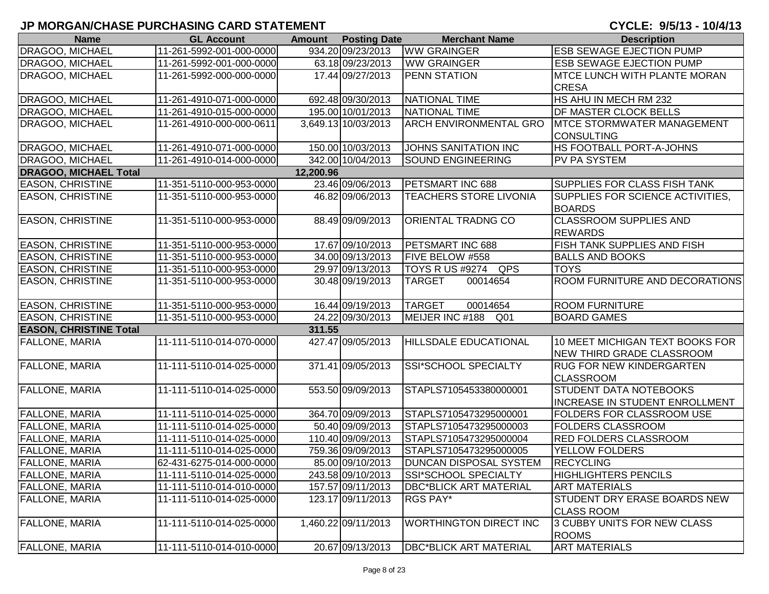# JP MORGAN/CHASE PURCHASING CARD STATEMENT

**CYCLE: 9/5/13 - 10/4/13**

| Name | GL Account | Amount | Posting Date | Merchant Name | Description |
|---|---|---|---|---|---|
| DRAGOO, MICHAEL | 11-261-5992-001-000-0000 | 934.20 | 09/23/2013 | WW GRAINGER | ESB SEWAGE EJECTION PUMP |
| DRAGOO, MICHAEL | 11-261-5992-001-000-0000 | 63.18 | 09/23/2013 | WW GRAINGER | ESB SEWAGE EJECTION PUMP |
| DRAGOO, MICHAEL | 11-261-5992-000-000-0000 | 17.44 | 09/27/2013 | PENN STATION | MTCE LUNCH WITH PLANTE MORAN CRESA |
| DRAGOO, MICHAEL | 11-261-4910-071-000-0000 | 692.48 | 09/30/2013 | NATIONAL TIME | HS AHU IN MECH RM 232 |
| DRAGOO, MICHAEL | 11-261-4910-015-000-0000 | 195.00 | 10/01/2013 | NATIONAL TIME | DF MASTER CLOCK BELLS |
| DRAGOO, MICHAEL | 11-261-4910-000-000-0611 | 3,649.13 | 10/03/2013 | ARCH ENVIRONMENTAL GRO | MTCE STORMWATER MANAGEMENT CONSULTING |
| DRAGOO, MICHAEL | 11-261-4910-071-000-0000 | 150.00 | 10/03/2013 | JOHNS SANITATION INC | HS FOOTBALL PORT-A-JOHNS |
| DRAGOO, MICHAEL | 11-261-4910-014-000-0000 | 342.00 | 10/04/2013 | SOUND ENGINEERING | PV PA SYSTEM |
| **DRAGOO, MICHAEL Total** | | **12,200.96** | | | |
| EASON, CHRISTINE | 11-351-5110-000-953-0000 | 23.46 | 09/06/2013 | PETSMART INC 688 | SUPPLIES FOR CLASS FISH TANK |
| EASON, CHRISTINE | 11-351-5110-000-953-0000 | 46.82 | 09/06/2013 | TEACHERS STORE LIVONIA | SUPPLIES FOR SCIENCE ACTIVITIES, BOARDS |
| EASON, CHRISTINE | 11-351-5110-000-953-0000 | 88.49 | 09/09/2013 | ORIENTAL TRADNG CO | CLASSROOM SUPPLIES AND REWARDS |
| EASON, CHRISTINE | 11-351-5110-000-953-0000 | 17.67 | 09/10/2013 | PETSMART INC 688 | FISH TANK SUPPLIES AND FISH |
| EASON, CHRISTINE | 11-351-5110-000-953-0000 | 34.00 | 09/13/2013 | FIVE BELOW #558 | BALLS AND BOOKS |
| EASON, CHRISTINE | 11-351-5110-000-953-0000 | 29.97 | 09/13/2013 | TOYS R US #9274 QPS | TOYS |
| EASON, CHRISTINE | 11-351-5110-000-953-0000 | 30.48 | 09/19/2013 | TARGET 00014654 | ROOM FURNITURE AND DECORATIONS |
| EASON, CHRISTINE | 11-351-5110-000-953-0000 | 16.44 | 09/19/2013 | TARGET 00014654 | ROOM FURNITURE |
| EASON, CHRISTINE | 11-351-5110-000-953-0000 | 24.22 | 09/30/2013 | MEIJER INC #188 Q01 | BOARD GAMES |
| **EASON, CHRISTINE Total** | | **311.55** | | | |
| FALLONE, MARIA | 11-111-5110-014-070-0000 | 427.47 | 09/05/2013 | HILLSDALE EDUCATIONAL | 10 MEET MICHIGAN TEXT BOOKS FOR NEW THIRD GRADE CLASSROOM |
| FALLONE, MARIA | 11-111-5110-014-025-0000 | 371.41 | 09/05/2013 | SSI*SCHOOL SPECIALTY | RUG FOR NEW KINDERGARTEN CLASSROOM |
| FALLONE, MARIA | 11-111-5110-014-025-0000 | 553.50 | 09/09/2013 | STAPLS7105453380000001 | STUDENT DATA NOTEBOOKS INCREASE IN STUDENT ENROLLMENT |
| FALLONE, MARIA | 11-111-5110-014-025-0000 | 364.70 | 09/09/2013 | STAPLS7105473295000001 | FOLDERS FOR CLASSROOM USE |
| FALLONE, MARIA | 11-111-5110-014-025-0000 | 50.40 | 09/09/2013 | STAPLS7105473295000003 | FOLDERS CLASSROOM |
| FALLONE, MARIA | 11-111-5110-014-025-0000 | 110.40 | 09/09/2013 | STAPLS7105473295000004 | RED FOLDERS CLASSROOM |
| FALLONE, MARIA | 11-111-5110-014-025-0000 | 759.36 | 09/09/2013 | STAPLS7105473295000005 | YELLOW FOLDERS |
| FALLONE, MARIA | 62-431-6275-014-000-0000 | 85.00 | 09/10/2013 | DUNCAN DISPOSAL SYSTEM | RECYCLING |
| FALLONE, MARIA | 11-111-5110-014-025-0000 | 243.58 | 09/10/2013 | SSI*SCHOOL SPECIALTY | HIGHLIGHTERS PENCILS |
| FALLONE, MARIA | 11-111-5110-014-010-0000 | 157.57 | 09/11/2013 | DBC*BLICK ART MATERIAL | ART MATERIALS |
| FALLONE, MARIA | 11-111-5110-014-025-0000 | 123.17 | 09/11/2013 | RGS PAY* | STUDENT DRY ERASE BOARDS NEW CLASS ROOM |
| FALLONE, MARIA | 11-111-5110-014-025-0000 | 1,460.22 | 09/11/2013 | WORTHINGTON DIRECT INC | 3 CUBBY UNITS FOR NEW CLASS ROOMS |
| FALLONE, MARIA | 11-111-5110-014-010-0000 | 20.67 | 09/13/2013 | DBC*BLICK ART MATERIAL | ART MATERIALS |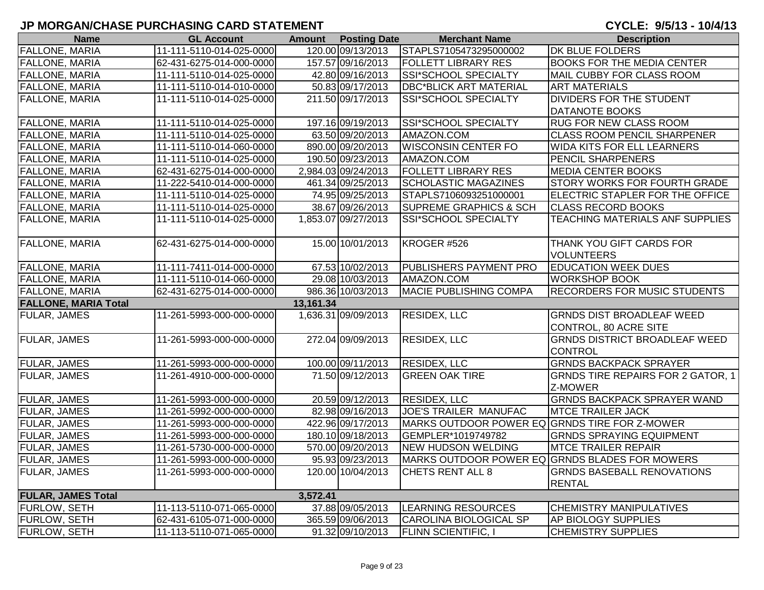# JP MORGAN/CHASE PURCHASING CARD STATEMENT

**CYCLE: 9/5/13 - 10/4/13**

| Name | GL Account | Amount | Posting Date | Merchant Name | Description |
|---|---|---|---|---|---|
| FALLONE, MARIA | 11-111-5110-014-025-0000 | 120.00 | 09/13/2013 | STAPLS7105473295000002 | DK BLUE FOLDERS |
| FALLONE, MARIA | 62-431-6275-014-000-0000 | 157.57 | 09/16/2013 | FOLLETT LIBRARY RES | BOOKS FOR THE MEDIA CENTER |
| FALLONE, MARIA | 11-111-5110-014-025-0000 | 42.80 | 09/16/2013 | SSI*SCHOOL SPECIALTY | MAIL CUBBY FOR CLASS ROOM |
| FALLONE, MARIA | 11-111-5110-014-010-0000 | 50.83 | 09/17/2013 | DBC*BLICK ART MATERIAL | ART MATERIALS |
| FALLONE, MARIA | 11-111-5110-014-025-0000 | 211.50 | 09/17/2013 | SSI*SCHOOL SPECIALTY | DIVIDERS FOR THE STUDENT DATANOTE BOOKS |
| FALLONE, MARIA | 11-111-5110-014-025-0000 | 197.16 | 09/19/2013 | SSI*SCHOOL SPECIALTY | RUG FOR NEW CLASS ROOM |
| FALLONE, MARIA | 11-111-5110-014-025-0000 | 63.50 | 09/20/2013 | AMAZON.COM | CLASS ROOM PENCIL SHARPENER |
| FALLONE, MARIA | 11-111-5110-014-060-0000 | 890.00 | 09/20/2013 | WISCONSIN CENTER FO | WIDA KITS FOR ELL LEARNERS |
| FALLONE, MARIA | 11-111-5110-014-025-0000 | 190.50 | 09/23/2013 | AMAZON.COM | PENCIL SHARPENERS |
| FALLONE, MARIA | 62-431-6275-014-000-0000 | 2,984.03 | 09/24/2013 | FOLLETT LIBRARY RES | MEDIA CENTER BOOKS |
| FALLONE, MARIA | 11-222-5410-014-000-0000 | 461.34 | 09/25/2013 | SCHOLASTIC MAGAZINES | STORY WORKS FOR FOURTH GRADE |
| FALLONE, MARIA | 11-111-5110-014-025-0000 | 74.95 | 09/25/2013 | STAPLS7106093251000001 | ELECTRIC STAPLER FOR THE OFFICE |
| FALLONE, MARIA | 11-111-5110-014-025-0000 | 38.67 | 09/26/2013 | SUPREME GRAPHICS & SCH | CLASS RECORD BOOKS |
| FALLONE, MARIA | 11-111-5110-014-025-0000 | 1,853.07 | 09/27/2013 | SSI*SCHOOL SPECIALTY | TEACHING MATERIALS ANF SUPPLIES |
| FALLONE, MARIA | 62-431-6275-014-000-0000 | 15.00 | 10/01/2013 | KROGER #526 | THANK YOU GIFT CARDS FOR VOLUNTEERS |
| FALLONE, MARIA | 11-111-7411-014-000-0000 | 67.53 | 10/02/2013 | PUBLISHERS PAYMENT PRO | EDUCATION WEEK DUES |
| FALLONE, MARIA | 11-111-5110-014-060-0000 | 29.08 | 10/03/2013 | AMAZON.COM | WORKSHOP BOOK |
| FALLONE, MARIA | 62-431-6275-014-000-0000 | 986.36 | 10/03/2013 | MACIE PUBLISHING COMPA | RECORDERS FOR MUSIC STUDENTS |
| **FALLONE, MARIA Total** | | **13,161.34** | | | |
| FULAR, JAMES | 11-261-5993-000-000-0000 | 1,636.31 | 09/09/2013 | RESIDEX, LLC | GRNDS DIST BROADLEAF WEED CONTROL, 80 ACRE SITE |
| FULAR, JAMES | 11-261-5993-000-000-0000 | 272.04 | 09/09/2013 | RESIDEX, LLC | GRNDS DISTRICT BROADLEAF WEED CONTROL |
| FULAR, JAMES | 11-261-5993-000-000-0000 | 100.00 | 09/11/2013 | RESIDEX, LLC | GRNDS BACKPACK SPRAYER |
| FULAR, JAMES | 11-261-4910-000-000-0000 | 71.50 | 09/12/2013 | GREEN OAK TIRE | GRNDS TIRE REPAIRS FOR 2 GATOR, 1 Z-MOWER |
| FULAR, JAMES | 11-261-5993-000-000-0000 | 20.59 | 09/12/2013 | RESIDEX, LLC | GRNDS BACKPACK SPRAYER WAND |
| FULAR, JAMES | 11-261-5992-000-000-0000 | 82.98 | 09/16/2013 | JOE'S TRAILER MANUFAC | MTCE TRAILER JACK |
| FULAR, JAMES | 11-261-5993-000-000-0000 | 422.96 | 09/17/2013 | MARKS OUTDOOR POWER EQ | GRNDS TIRE FOR Z-MOWER |
| FULAR, JAMES | 11-261-5993-000-000-0000 | 180.10 | 09/18/2013 | GEMPLER*1019749782 | GRNDS SPRAYING EQUIPMENT |
| FULAR, JAMES | 11-261-5730-000-000-0000 | 570.00 | 09/20/2013 | NEW HUDSON WELDING | MTCE TRAILER REPAIR |
| FULAR, JAMES | 11-261-5993-000-000-0000 | 95.93 | 09/23/2013 | MARKS OUTDOOR POWER EQ | GRNDS BLADES FOR MOWERS |
| FULAR, JAMES | 11-261-5993-000-000-0000 | 120.00 | 10/04/2013 | CHETS RENT ALL 8 | GRNDS BASEBALL RENOVATIONS RENTAL |
| **FULAR, JAMES Total** | | **3,572.41** | | | |
| FURLOW, SETH | 11-113-5110-071-065-0000 | 37.88 | 09/05/2013 | LEARNING RESOURCES | CHEMISTRY MANIPULATIVES |
| FURLOW, SETH | 62-431-6105-071-000-0000 | 365.59 | 09/06/2013 | CAROLINA BIOLOGICAL SP | AP BIOLOGY SUPPLIES |
| FURLOW, SETH | 11-113-5110-071-065-0000 | 91.32 | 09/10/2013 | FLINN SCIENTIFIC, I | CHEMISTRY SUPPLIES |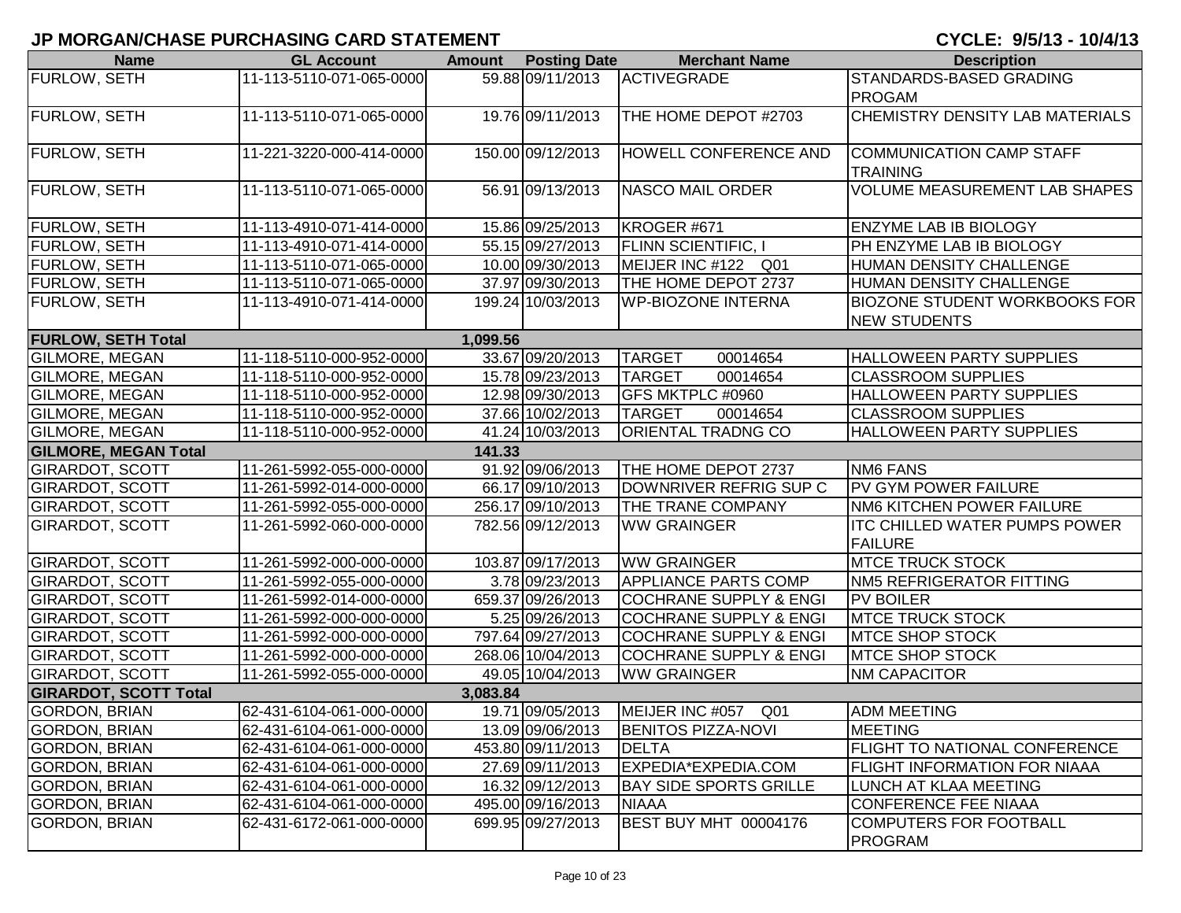# JP MORGAN/CHASE PURCHASING CARD STATEMENT

**CYCLE: 9/5/13 - 10/4/13**

| Name | GL Account | Amount | Posting Date | Merchant Name | Description |
|---|---|---|---|---|---|
| FURLOW, SETH | 11-113-5110-071-065-0000 | 59.88 | 09/11/2013 | ACTIVEGRADE | STANDARDS-BASED GRADING PROGAM |
| FURLOW, SETH | 11-113-5110-071-065-0000 | 19.76 | 09/11/2013 | THE HOME DEPOT #2703 | CHEMISTRY DENSITY LAB MATERIALS |
| FURLOW, SETH | 11-221-3220-000-414-0000 | 150.00 | 09/12/2013 | HOWELL CONFERENCE AND | COMMUNICATION CAMP STAFF TRAINING |
| FURLOW, SETH | 11-113-5110-071-065-0000 | 56.91 | 09/13/2013 | NASCO MAIL ORDER | VOLUME MEASUREMENT LAB SHAPES |
| FURLOW, SETH | 11-113-4910-071-414-0000 | 15.86 | 09/25/2013 | KROGER #671 | ENZYME LAB IB BIOLOGY |
| FURLOW, SETH | 11-113-4910-071-414-0000 | 55.15 | 09/27/2013 | FLINN SCIENTIFIC, I | PH ENZYME LAB IB BIOLOGY |
| FURLOW, SETH | 11-113-5110-071-065-0000 | 10.00 | 09/30/2013 | MEIJER INC #122 Q01 | HUMAN DENSITY CHALLENGE |
| FURLOW, SETH | 11-113-5110-071-065-0000 | 37.97 | 09/30/2013 | THE HOME DEPOT 2737 | HUMAN DENSITY CHALLENGE |
| FURLOW, SETH | 11-113-4910-071-414-0000 | 199.24 | 10/03/2013 | WP-BIOZONE INTERNA | BIOZONE STUDENT WORKBOOKS FOR NEW STUDENTS |
| **FURLOW, SETH Total** | | **1,099.56** | | | |
| GILMORE, MEGAN | 11-118-5110-000-952-0000 | 33.67 | 09/20/2013 | TARGET 00014654 | HALLOWEEN PARTY SUPPLIES |
| GILMORE, MEGAN | 11-118-5110-000-952-0000 | 15.78 | 09/23/2013 | TARGET 00014654 | CLASSROOM SUPPLIES |
| GILMORE, MEGAN | 11-118-5110-000-952-0000 | 12.98 | 09/30/2013 | GFS MKTPLC #0960 | HALLOWEEN PARTY SUPPLIES |
| GILMORE, MEGAN | 11-118-5110-000-952-0000 | 37.66 | 10/02/2013 | TARGET 00014654 | CLASSROOM SUPPLIES |
| GILMORE, MEGAN | 11-118-5110-000-952-0000 | 41.24 | 10/03/2013 | ORIENTAL TRADNG CO | HALLOWEEN PARTY SUPPLIES |
| **GILMORE, MEGAN Total** | | **141.33** | | | |
| GIRARDOT, SCOTT | 11-261-5992-055-000-0000 | 91.92 | 09/06/2013 | THE HOME DEPOT 2737 | NM6 FANS |
| GIRARDOT, SCOTT | 11-261-5992-014-000-0000 | 66.17 | 09/10/2013 | DOWNRIVER REFRIG SUP C | PV GYM POWER FAILURE |
| GIRARDOT, SCOTT | 11-261-5992-055-000-0000 | 256.17 | 09/10/2013 | THE TRANE COMPANY | NM6 KITCHEN POWER FAILURE |
| GIRARDOT, SCOTT | 11-261-5992-060-000-0000 | 782.56 | 09/12/2013 | WW GRAINGER | ITC CHILLED WATER PUMPS POWER FAILURE |
| GIRARDOT, SCOTT | 11-261-5992-000-000-0000 | 103.87 | 09/17/2013 | WW GRAINGER | MTCE TRUCK STOCK |
| GIRARDOT, SCOTT | 11-261-5992-055-000-0000 | 3.78 | 09/23/2013 | APPLIANCE PARTS COMP | NM5 REFRIGERATOR FITTING |
| GIRARDOT, SCOTT | 11-261-5992-014-000-0000 | 659.37 | 09/26/2013 | COCHRANE SUPPLY & ENGI | PV BOILER |
| GIRARDOT, SCOTT | 11-261-5992-000-000-0000 | 5.25 | 09/26/2013 | COCHRANE SUPPLY & ENGI | MTCE TRUCK STOCK |
| GIRARDOT, SCOTT | 11-261-5992-000-000-0000 | 797.64 | 09/27/2013 | COCHRANE SUPPLY & ENGI | MTCE SHOP STOCK |
| GIRARDOT, SCOTT | 11-261-5992-000-000-0000 | 268.06 | 10/04/2013 | COCHRANE SUPPLY & ENGI | MTCE SHOP STOCK |
| GIRARDOT, SCOTT | 11-261-5992-055-000-0000 | 49.05 | 10/04/2013 | WW GRAINGER | NM CAPACITOR |
| **GIRARDOT, SCOTT Total** | | **3,083.84** | | | |
| GORDON, BRIAN | 62-431-6104-061-000-0000 | 19.71 | 09/05/2013 | MEIJER INC #057 Q01 | ADM MEETING |
| GORDON, BRIAN | 62-431-6104-061-000-0000 | 13.09 | 09/06/2013 | BENITOS PIZZA-NOVI | MEETING |
| GORDON, BRIAN | 62-431-6104-061-000-0000 | 453.80 | 09/11/2013 | DELTA | FLIGHT TO NATIONAL CONFERENCE |
| GORDON, BRIAN | 62-431-6104-061-000-0000 | 27.69 | 09/11/2013 | EXPEDIA*EXPEDIA.COM | FLIGHT INFORMATION FOR NIAAA |
| GORDON, BRIAN | 62-431-6104-061-000-0000 | 16.32 | 09/12/2013 | BAY SIDE SPORTS GRILLE | LUNCH AT KLAA MEETING |
| GORDON, BRIAN | 62-431-6104-061-000-0000 | 495.00 | 09/16/2013 | NIAAA | CONFERENCE FEE NIAAA |
| GORDON, BRIAN | 62-431-6172-061-000-0000 | 699.95 | 09/27/2013 | BEST BUY MHT 00004176 | COMPUTERS FOR FOOTBALL PROGRAM |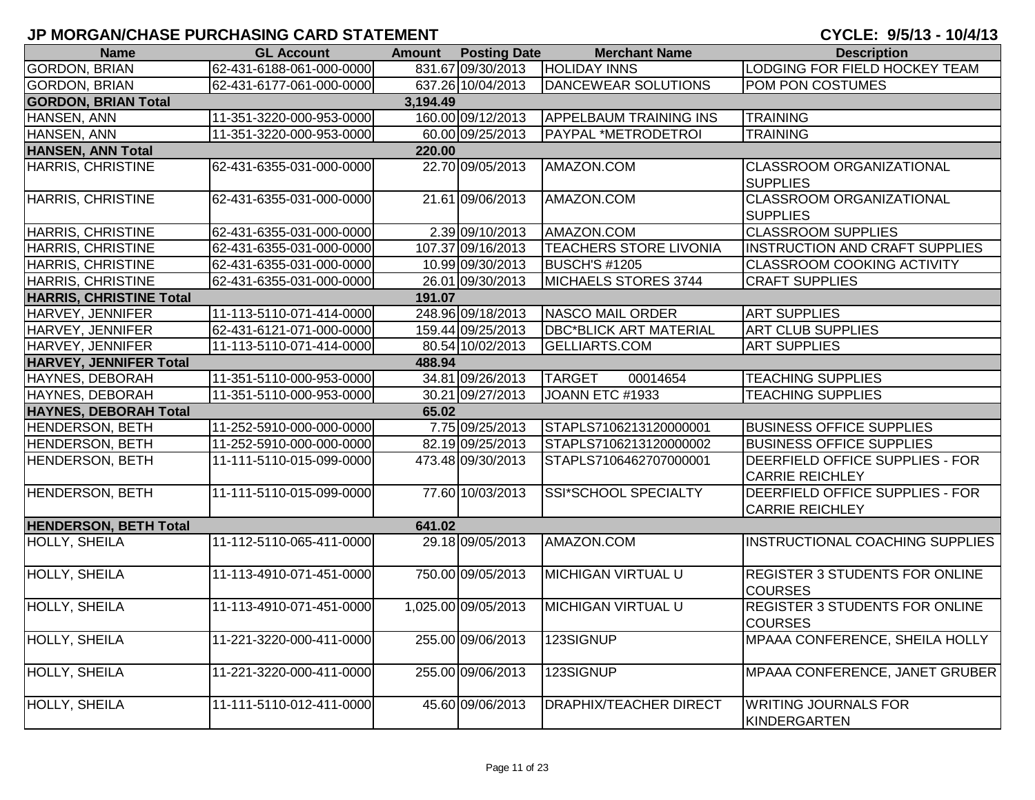# JP MORGAN/CHASE PURCHASING CARD STATEMENT

**CYCLE: 9/5/13 - 10/4/13**

| Name | GL Account | Amount | Posting Date | Merchant Name | Description |
|---|---|---|---|---|---|
| GORDON, BRIAN | 62-431-6188-061-000-0000 | 831.67 | 09/30/2013 | HOLIDAY INNS | LODGING FOR FIELD HOCKEY TEAM |
| GORDON, BRIAN | 62-431-6177-061-000-0000 | 637.26 | 10/04/2013 | DANCEWEAR SOLUTIONS | POM PON COSTUMES |
| **GORDON, BRIAN Total** | | **3,194.49** | | | |
| HANSEN, ANN | 11-351-3220-000-953-0000 | 160.00 | 09/12/2013 | APPELBAUM TRAINING INS | TRAINING |
| HANSEN, ANN | 11-351-3220-000-953-0000 | 60.00 | 09/25/2013 | PAYPAL *METRODETROI | TRAINING |
| **HANSEN, ANN Total** | | **220.00** | | | |
| HARRIS, CHRISTINE | 62-431-6355-031-000-0000 | 22.70 | 09/05/2013 | AMAZON.COM | CLASSROOM ORGANIZATIONAL SUPPLIES |
| HARRIS, CHRISTINE | 62-431-6355-031-000-0000 | 21.61 | 09/06/2013 | AMAZON.COM | CLASSROOM ORGANIZATIONAL SUPPLIES |
| HARRIS, CHRISTINE | 62-431-6355-031-000-0000 | 2.39 | 09/10/2013 | AMAZON.COM | CLASSROOM SUPPLIES |
| HARRIS, CHRISTINE | 62-431-6355-031-000-0000 | 107.37 | 09/16/2013 | TEACHERS STORE LIVONIA | INSTRUCTION AND CRAFT SUPPLIES |
| HARRIS, CHRISTINE | 62-431-6355-031-000-0000 | 10.99 | 09/30/2013 | BUSCH'S #1205 | CLASSROOM COOKING ACTIVITY |
| HARRIS, CHRISTINE | 62-431-6355-031-000-0000 | 26.01 | 09/30/2013 | MICHAELS STORES 3744 | CRAFT SUPPLIES |
| **HARRIS, CHRISTINE Total** | | **191.07** | | | |
| HARVEY, JENNIFER | 11-113-5110-071-414-0000 | 248.96 | 09/18/2013 | NASCO MAIL ORDER | ART SUPPLIES |
| HARVEY, JENNIFER | 62-431-6121-071-000-0000 | 159.44 | 09/25/2013 | DBC*BLICK ART MATERIAL | ART CLUB SUPPLIES |
| HARVEY, JENNIFER | 11-113-5110-071-414-0000 | 80.54 | 10/02/2013 | GELLIARTS.COM | ART SUPPLIES |
| **HARVEY, JENNIFER Total** | | **488.94** | | | |
| HAYNES, DEBORAH | 11-351-5110-000-953-0000 | 34.81 | 09/26/2013 | TARGET 00014654 | TEACHING SUPPLIES |
| HAYNES, DEBORAH | 11-351-5110-000-953-0000 | 30.21 | 09/27/2013 | JOANN ETC #1933 | TEACHING SUPPLIES |
| **HAYNES, DEBORAH Total** | | **65.02** | | | |
| HENDERSON, BETH | 11-252-5910-000-000-0000 | 7.75 | 09/25/2013 | STAPLS7106213120000001 | BUSINESS OFFICE SUPPLIES |
| HENDERSON, BETH | 11-252-5910-000-000-0000 | 82.19 | 09/25/2013 | STAPLS7106213120000002 | BUSINESS OFFICE SUPPLIES |
| HENDERSON, BETH | 11-111-5110-015-099-0000 | 473.48 | 09/30/2013 | STAPLS7106462707000001 | DEERFIELD OFFICE SUPPLIES - FOR CARRIE REICHLEY |
| HENDERSON, BETH | 11-111-5110-015-099-0000 | 77.60 | 10/03/2013 | SSI*SCHOOL SPECIALTY | DEERFIELD OFFICE SUPPLIES - FOR CARRIE REICHLEY |
| **HENDERSON, BETH Total** | | **641.02** | | | |
| HOLLY, SHEILA | 11-112-5110-065-411-0000 | 29.18 | 09/05/2013 | AMAZON.COM | INSTRUCTIONAL COACHING SUPPLIES |
| HOLLY, SHEILA | 11-113-4910-071-451-0000 | 750.00 | 09/05/2013 | MICHIGAN VIRTUAL U | REGISTER 3 STUDENTS FOR ONLINE COURSES |
| HOLLY, SHEILA | 11-113-4910-071-451-0000 | 1,025.00 | 09/05/2013 | MICHIGAN VIRTUAL U | REGISTER 3 STUDENTS FOR ONLINE COURSES |
| HOLLY, SHEILA | 11-221-3220-000-411-0000 | 255.00 | 09/06/2013 | 123SIGNUP | MPAAA CONFERENCE, SHEILA HOLLY |
| HOLLY, SHEILA | 11-221-3220-000-411-0000 | 255.00 | 09/06/2013 | 123SIGNUP | MPAAA CONFERENCE, JANET GRUBER |
| HOLLY, SHEILA | 11-111-5110-012-411-0000 | 45.60 | 09/06/2013 | DRAPHIX/TEACHER DIRECT | WRITING JOURNALS FOR KINDERGARTEN |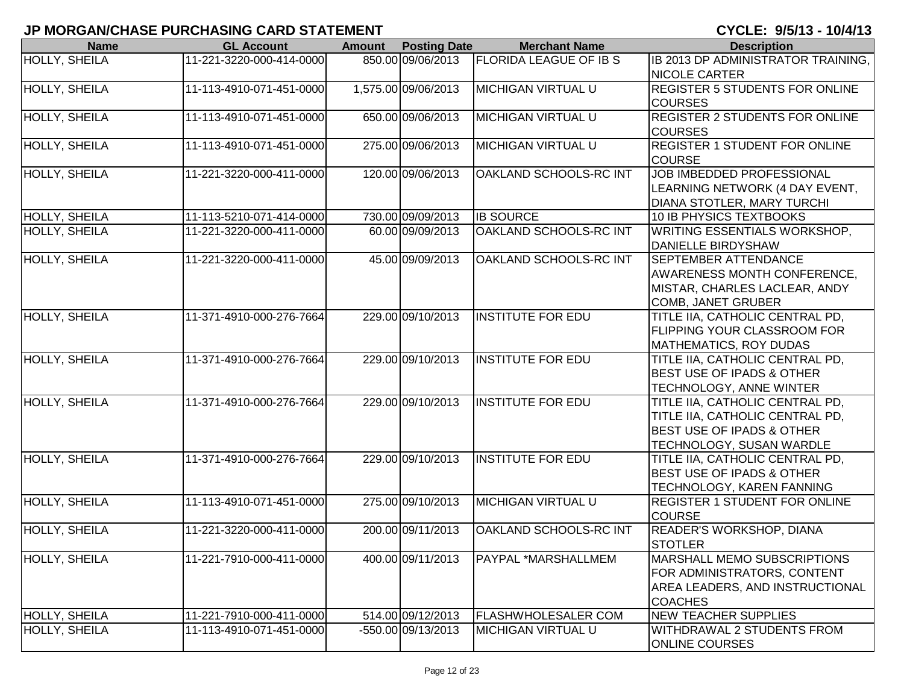## JP MORGAN/CHASE PURCHASING CARD STATEMENT

**CYCLE: 9/5/13 - 10/4/13**

| Name | GL Account | Amount | Posting Date | Merchant Name | Description |
|---|---|---|---|---|---|
| HOLLY, SHEILA | 11-221-3220-000-414-0000 | 850.00 | 09/06/2013 | FLORIDA LEAGUE OF IB S | IB 2013 DP ADMINISTRATOR TRAINING, NICOLE CARTER |
| HOLLY, SHEILA | 11-113-4910-071-451-0000 | 1,575.00 | 09/06/2013 | MICHIGAN VIRTUAL U | REGISTER 5 STUDENTS FOR ONLINE COURSES |
| HOLLY, SHEILA | 11-113-4910-071-451-0000 | 650.00 | 09/06/2013 | MICHIGAN VIRTUAL U | REGISTER 2 STUDENTS FOR ONLINE COURSES |
| HOLLY, SHEILA | 11-113-4910-071-451-0000 | 275.00 | 09/06/2013 | MICHIGAN VIRTUAL U | REGISTER 1 STUDENT FOR ONLINE COURSE |
| HOLLY, SHEILA | 11-221-3220-000-411-0000 | 120.00 | 09/06/2013 | OAKLAND SCHOOLS-RC INT | JOB IMBEDDED PROFESSIONAL LEARNING NETWORK (4 DAY EVENT, DIANA STOTLER, MARY TURCHI |
| HOLLY, SHEILA | 11-113-5210-071-414-0000 | 730.00 | 09/09/2013 | IB SOURCE | 10 IB PHYSICS TEXTBOOKS |
| HOLLY, SHEILA | 11-221-3220-000-411-0000 | 60.00 | 09/09/2013 | OAKLAND SCHOOLS-RC INT | WRITING ESSENTIALS WORKSHOP, DANIELLE BIRDYSHAW |
| HOLLY, SHEILA | 11-221-3220-000-411-0000 | 45.00 | 09/09/2013 | OAKLAND SCHOOLS-RC INT | SEPTEMBER ATTENDANCE AWARENESS MONTH CONFERENCE, MISTAR, CHARLES LACLEAR, ANDY COMB, JANET GRUBER |
| HOLLY, SHEILA | 11-371-4910-000-276-7664 | 229.00 | 09/10/2013 | INSTITUTE FOR EDU | TITLE IIA, CATHOLIC CENTRAL PD, FLIPPING YOUR CLASSROOM FOR MATHEMATICS, ROY DUDAS |
| HOLLY, SHEILA | 11-371-4910-000-276-7664 | 229.00 | 09/10/2013 | INSTITUTE FOR EDU | TITLE IIA, CATHOLIC CENTRAL PD, BEST USE OF IPADS & OTHER TECHNOLOGY, ANNE WINTER |
| HOLLY, SHEILA | 11-371-4910-000-276-7664 | 229.00 | 09/10/2013 | INSTITUTE FOR EDU | TITLE IIA, CATHOLIC CENTRAL PD, TITLE IIA, CATHOLIC CENTRAL PD, BEST USE OF IPADS & OTHER TECHNOLOGY, SUSAN WARDLE |
| HOLLY, SHEILA | 11-371-4910-000-276-7664 | 229.00 | 09/10/2013 | INSTITUTE FOR EDU | TITLE IIA, CATHOLIC CENTRAL PD, BEST USE OF IPADS & OTHER TECHNOLOGY, KAREN FANNING |
| HOLLY, SHEILA | 11-113-4910-071-451-0000 | 275.00 | 09/10/2013 | MICHIGAN VIRTUAL U | REGISTER 1 STUDENT FOR ONLINE COURSE |
| HOLLY, SHEILA | 11-221-3220-000-411-0000 | 200.00 | 09/11/2013 | OAKLAND SCHOOLS-RC INT | READER'S WORKSHOP, DIANA STOTLER |
| HOLLY, SHEILA | 11-221-7910-000-411-0000 | 400.00 | 09/11/2013 | PAYPAL *MARSHALLMEM | MARSHALL MEMO SUBSCRIPTIONS FOR ADMINISTRATORS, CONTENT AREA LEADERS, AND INSTRUCTIONAL COACHES |
| HOLLY, SHEILA | 11-221-7910-000-411-0000 | 514.00 | 09/12/2013 | FLASHWHOLESALER COM | NEW TEACHER SUPPLIES |
| HOLLY, SHEILA | 11-113-4910-071-451-0000 | -550.00 | 09/13/2013 | MICHIGAN VIRTUAL U | WITHDRAWAL 2 STUDENTS FROM ONLINE COURSES |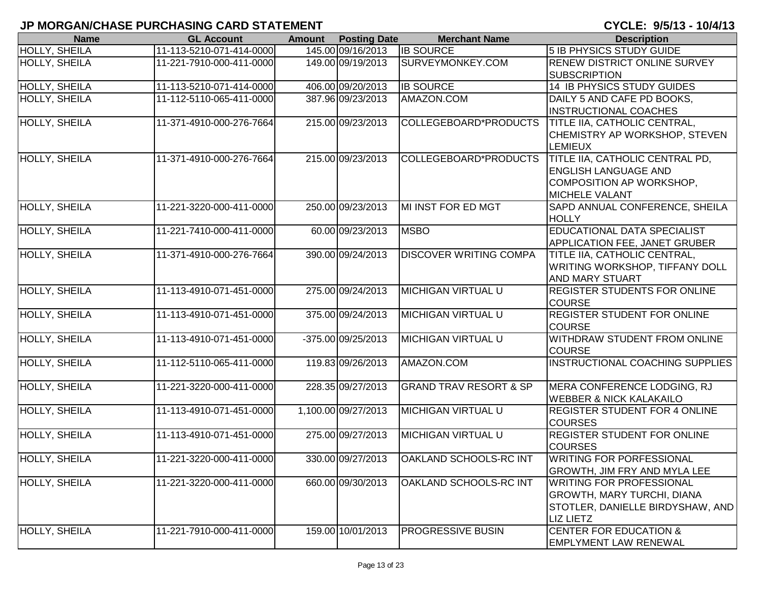## JP MORGAN/CHASE PURCHASING CARD STATEMENT

**CYCLE: 9/5/13 - 10/4/13**

| Name | GL Account | Amount | Posting Date | Merchant Name | Description |
|---|---|---|---|---|---|
| HOLLY, SHEILA | 11-113-5210-071-414-0000 | 145.00 | 09/16/2013 | IB SOURCE | 5 IB PHYSICS STUDY GUIDE |
| HOLLY, SHEILA | 11-221-7910-000-411-0000 | 149.00 | 09/19/2013 | SURVEYMONKEY.COM | RENEW DISTRICT ONLINE SURVEY SUBSCRIPTION |
| HOLLY, SHEILA | 11-113-5210-071-414-0000 | 406.00 | 09/20/2013 | IB SOURCE | 14 IB PHYSICS STUDY GUIDES |
| HOLLY, SHEILA | 11-112-5110-065-411-0000 | 387.96 | 09/23/2013 | AMAZON.COM | DAILY 5 AND CAFE PD BOOKS, INSTRUCTIONAL COACHES |
| HOLLY, SHEILA | 11-371-4910-000-276-7664 | 215.00 | 09/23/2013 | COLLEGEBOARD*PRODUCTS | TITLE IIA, CATHOLIC CENTRAL, CHEMISTRY AP WORKSHOP, STEVEN LEMIEUX |
| HOLLY, SHEILA | 11-371-4910-000-276-7664 | 215.00 | 09/23/2013 | COLLEGEBOARD*PRODUCTS | TITLE IIA, CATHOLIC CENTRAL PD, ENGLISH LANGUAGE AND COMPOSITION AP WORKSHOP, MICHELE VALANT |
| HOLLY, SHEILA | 11-221-3220-000-411-0000 | 250.00 | 09/23/2013 | MI INST FOR ED MGT | SAPD ANNUAL CONFERENCE, SHEILA HOLLY |
| HOLLY, SHEILA | 11-221-7410-000-411-0000 | 60.00 | 09/23/2013 | MSBO | EDUCATIONAL DATA SPECIALIST APPLICATION FEE, JANET GRUBER |
| HOLLY, SHEILA | 11-371-4910-000-276-7664 | 390.00 | 09/24/2013 | DISCOVER WRITING COMPA | TITLE IIA, CATHOLIC CENTRAL, WRITING WORKSHOP, TIFFANY DOLL AND MARY STUART |
| HOLLY, SHEILA | 11-113-4910-071-451-0000 | 275.00 | 09/24/2013 | MICHIGAN VIRTUAL U | REGISTER STUDENTS FOR ONLINE COURSE |
| HOLLY, SHEILA | 11-113-4910-071-451-0000 | 375.00 | 09/24/2013 | MICHIGAN VIRTUAL U | REGISTER STUDENT FOR ONLINE COURSE |
| HOLLY, SHEILA | 11-113-4910-071-451-0000 | -375.00 | 09/25/2013 | MICHIGAN VIRTUAL U | WITHDRAW STUDENT FROM ONLINE COURSE |
| HOLLY, SHEILA | 11-112-5110-065-411-0000 | 119.83 | 09/26/2013 | AMAZON.COM | INSTRUCTIONAL COACHING SUPPLIES |
| HOLLY, SHEILA | 11-221-3220-000-411-0000 | 228.35 | 09/27/2013 | GRAND TRAV RESORT & SP | MERA CONFERENCE LODGING, RJ WEBBER & NICK KALAKAILO |
| HOLLY, SHEILA | 11-113-4910-071-451-0000 | 1,100.00 | 09/27/2013 | MICHIGAN VIRTUAL U | REGISTER STUDENT FOR 4 ONLINE COURSES |
| HOLLY, SHEILA | 11-113-4910-071-451-0000 | 275.00 | 09/27/2013 | MICHIGAN VIRTUAL U | REGISTER STUDENT FOR ONLINE COURSES |
| HOLLY, SHEILA | 11-221-3220-000-411-0000 | 330.00 | 09/27/2013 | OAKLAND SCHOOLS-RC INT | WRITING FOR PORFESSIONAL GROWTH, JIM FRY AND MYLA LEE |
| HOLLY, SHEILA | 11-221-3220-000-411-0000 | 660.00 | 09/30/2013 | OAKLAND SCHOOLS-RC INT | WRITING FOR PROFESSIONAL GROWTH, MARY TURCHI, DIANA STOTLER, DANIELLE BIRDYSHAW, AND LIZ LIETZ |
| HOLLY, SHEILA | 11-221-7910-000-411-0000 | 159.00 | 10/01/2013 | PROGRESSIVE BUSIN | CENTER FOR EDUCATION & EMPLYMENT LAW RENEWAL |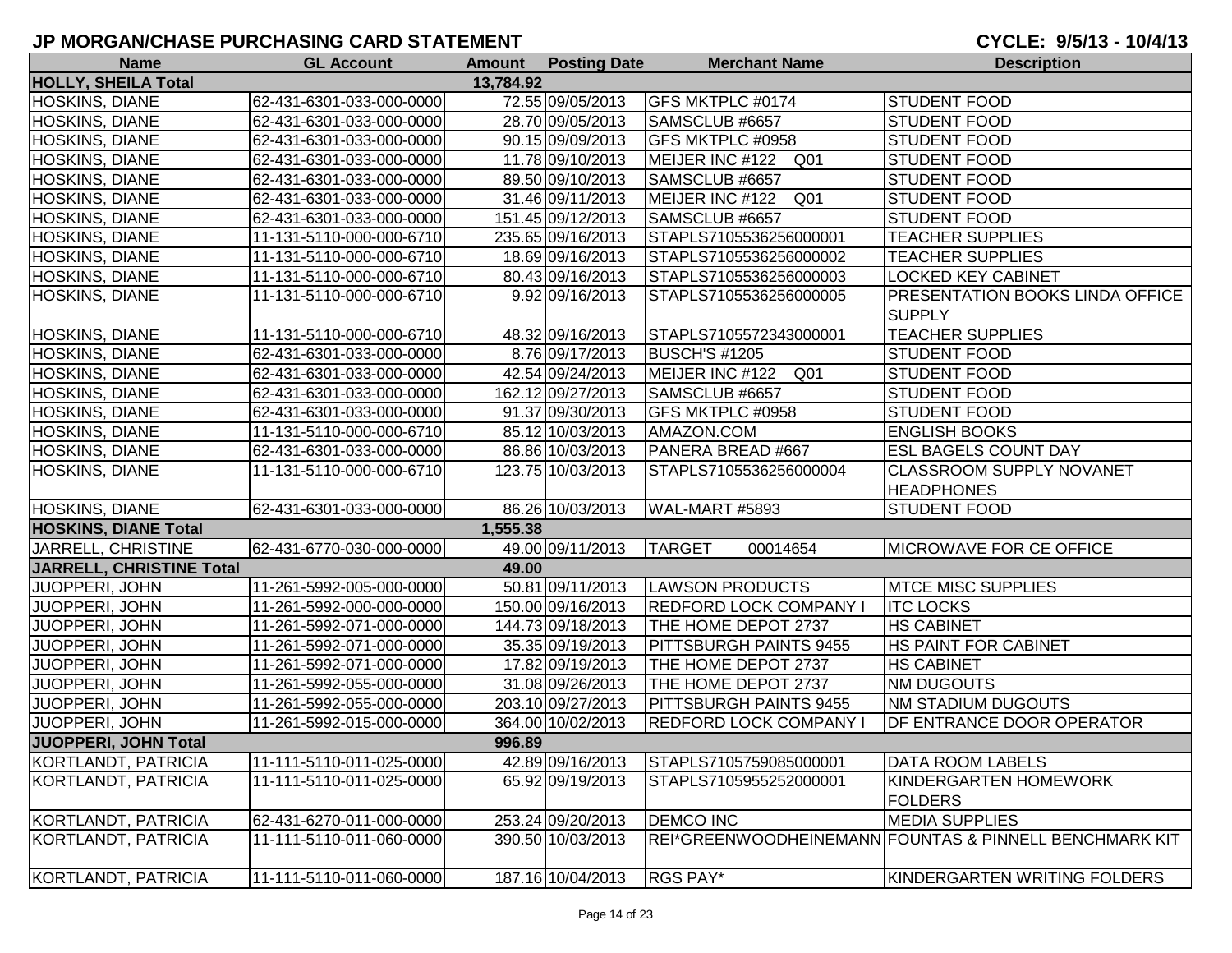# JP MORGAN/CHASE PURCHASING CARD STATEMENT

**CYCLE: 9/5/13 - 10/4/13**

| Name | GL Account | Amount | Posting Date | Merchant Name | Description |
|---|---|---|---|---|---|
| **HOLLY, SHEILA Total** | | **13,784.92** | | | |
| HOSKINS, DIANE | 62-431-6301-033-000-0000 | 72.55 | 09/05/2013 | GFS MKTPLC #0174 | STUDENT FOOD |
| HOSKINS, DIANE | 62-431-6301-033-000-0000 | 28.70 | 09/05/2013 | SAMSCLUB #6657 | STUDENT FOOD |
| HOSKINS, DIANE | 62-431-6301-033-000-0000 | 90.15 | 09/09/2013 | GFS MKTPLC #0958 | STUDENT FOOD |
| HOSKINS, DIANE | 62-431-6301-033-000-0000 | 11.78 | 09/10/2013 | MEIJER INC #122 Q01 | STUDENT FOOD |
| HOSKINS, DIANE | 62-431-6301-033-000-0000 | 89.50 | 09/10/2013 | SAMSCLUB #6657 | STUDENT FOOD |
| HOSKINS, DIANE | 62-431-6301-033-000-0000 | 31.46 | 09/11/2013 | MEIJER INC #122 Q01 | STUDENT FOOD |
| HOSKINS, DIANE | 62-431-6301-033-000-0000 | 151.45 | 09/12/2013 | SAMSCLUB #6657 | STUDENT FOOD |
| HOSKINS, DIANE | 11-131-5110-000-000-6710 | 235.65 | 09/16/2013 | STAPLS7105536256000001 | TEACHER SUPPLIES |
| HOSKINS, DIANE | 11-131-5110-000-000-6710 | 18.69 | 09/16/2013 | STAPLS7105536256000002 | TEACHER SUPPLIES |
| HOSKINS, DIANE | 11-131-5110-000-000-6710 | 80.43 | 09/16/2013 | STAPLS7105536256000003 | LOCKED KEY CABINET |
| HOSKINS, DIANE | 11-131-5110-000-000-6710 | 9.92 | 09/16/2013 | STAPLS7105536256000005 | PRESENTATION BOOKS LINDA OFFICE SUPPLY |
| HOSKINS, DIANE | 11-131-5110-000-000-6710 | 48.32 | 09/16/2013 | STAPLS7105572343000001 | TEACHER SUPPLIES |
| HOSKINS, DIANE | 62-431-6301-033-000-0000 | 8.76 | 09/17/2013 | BUSCH'S #1205 | STUDENT FOOD |
| HOSKINS, DIANE | 62-431-6301-033-000-0000 | 42.54 | 09/24/2013 | MEIJER INC #122 Q01 | STUDENT FOOD |
| HOSKINS, DIANE | 62-431-6301-033-000-0000 | 162.12 | 09/27/2013 | SAMSCLUB #6657 | STUDENT FOOD |
| HOSKINS, DIANE | 62-431-6301-033-000-0000 | 91.37 | 09/30/2013 | GFS MKTPLC #0958 | STUDENT FOOD |
| HOSKINS, DIANE | 11-131-5110-000-000-6710 | 85.12 | 10/03/2013 | AMAZON.COM | ENGLISH BOOKS |
| HOSKINS, DIANE | 62-431-6301-033-000-0000 | 86.86 | 10/03/2013 | PANERA BREAD #667 | ESL BAGELS COUNT DAY |
| HOSKINS, DIANE | 11-131-5110-000-000-6710 | 123.75 | 10/03/2013 | STAPLS7105536256000004 | CLASSROOM SUPPLY NOVANET HEADPHONES |
| HOSKINS, DIANE | 62-431-6301-033-000-0000 | 86.26 | 10/03/2013 | WAL-MART #5893 | STUDENT FOOD |
| **HOSKINS, DIANE Total** | | **1,555.38** | | | |
| JARRELL, CHRISTINE | 62-431-6770-030-000-0000 | 49.00 | 09/11/2013 | TARGET 00014654 | MICROWAVE FOR CE OFFICE |
| **JARRELL, CHRISTINE Total** | | **49.00** | | | |
| JUOPPERI, JOHN | 11-261-5992-005-000-0000 | 50.81 | 09/11/2013 | LAWSON PRODUCTS | MTCE MISC SUPPLIES |
| JUOPPERI, JOHN | 11-261-5992-000-000-0000 | 150.00 | 09/16/2013 | REDFORD LOCK COMPANY I | ITC LOCKS |
| JUOPPERI, JOHN | 11-261-5992-071-000-0000 | 144.73 | 09/18/2013 | THE HOME DEPOT 2737 | HS CABINET |
| JUOPPERI, JOHN | 11-261-5992-071-000-0000 | 35.35 | 09/19/2013 | PITTSBURGH PAINTS 9455 | HS PAINT FOR CABINET |
| JUOPPERI, JOHN | 11-261-5992-071-000-0000 | 17.82 | 09/19/2013 | THE HOME DEPOT 2737 | HS CABINET |
| JUOPPERI, JOHN | 11-261-5992-055-000-0000 | 31.08 | 09/26/2013 | THE HOME DEPOT 2737 | NM DUGOUTS |
| JUOPPERI, JOHN | 11-261-5992-055-000-0000 | 203.10 | 09/27/2013 | PITTSBURGH PAINTS 9455 | NM STADIUM DUGOUTS |
| JUOPPERI, JOHN | 11-261-5992-015-000-0000 | 364.00 | 10/02/2013 | REDFORD LOCK COMPANY I | DF ENTRANCE DOOR OPERATOR |
| **JUOPPERI, JOHN Total** | | **996.89** | | | |
| KORTLANDT, PATRICIA | 11-111-5110-011-025-0000 | 42.89 | 09/16/2013 | STAPLS7105759085000001 | DATA ROOM LABELS |
| KORTLANDT, PATRICIA | 11-111-5110-011-025-0000 | 65.92 | 09/19/2013 | STAPLS7105955252000001 | KINDERGARTEN HOMEWORK FOLDERS |
| KORTLANDT, PATRICIA | 62-431-6270-011-000-0000 | 253.24 | 09/20/2013 | DEMCO INC | MEDIA SUPPLIES |
| KORTLANDT, PATRICIA | 11-111-5110-011-060-0000 | 390.50 | 10/03/2013 | REI*GREENWOODHEINEMANN | FOUNTAS & PINNELL BENCHMARK KIT |
| KORTLANDT, PATRICIA | 11-111-5110-011-060-0000 | 187.16 | 10/04/2013 | RGS PAY* | KINDERGARTEN WRITING FOLDERS |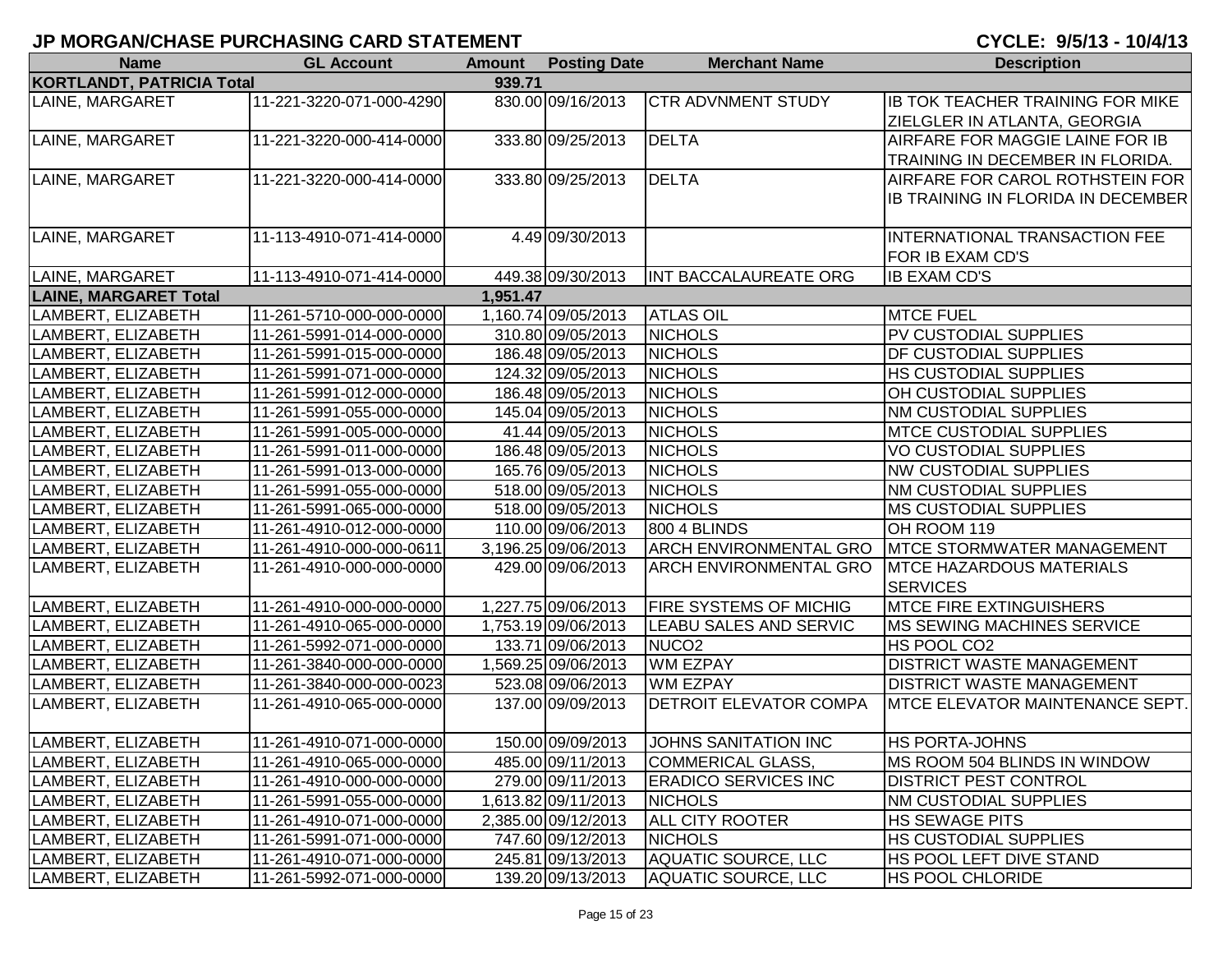# JP MORGAN/CHASE PURCHASING CARD STATEMENT

**CYCLE: 9/5/13 - 10/4/13**

| Name | GL Account | Amount | Posting Date | Merchant Name | Description |
|---|---|---|---|---|---|
| **KORTLANDT, PATRICIA Total** | | **939.71** | | | |
| LAINE, MARGARET | 11-221-3220-071-000-4290 | 830.00 | 09/16/2013 | CTR ADVNMENT STUDY | IB TOK TEACHER TRAINING FOR MIKE ZIELGLER IN ATLANTA, GEORGIA |
| LAINE, MARGARET | 11-221-3220-000-414-0000 | 333.80 | 09/25/2013 | DELTA | AIRFARE FOR MAGGIE LAINE FOR IB TRAINING IN DECEMBER IN FLORIDA. |
| LAINE, MARGARET | 11-221-3220-000-414-0000 | 333.80 | 09/25/2013 | DELTA | AIRFARE FOR CAROL ROTHSTEIN FOR IB TRAINING IN FLORIDA IN DECEMBER |
| LAINE, MARGARET | 11-113-4910-071-414-0000 | 4.49 | 09/30/2013 | | INTERNATIONAL TRANSACTION FEE FOR IB EXAM CD'S |
| LAINE, MARGARET | 11-113-4910-071-414-0000 | 449.38 | 09/30/2013 | INT BACCALAUREATE ORG | IB EXAM CD'S |
| **LAINE, MARGARET Total** | | **1,951.47** | | | |
| LAMBERT, ELIZABETH | 11-261-5710-000-000-0000 | 1,160.74 | 09/05/2013 | ATLAS OIL | MTCE FUEL |
| LAMBERT, ELIZABETH | 11-261-5991-014-000-0000 | 310.80 | 09/05/2013 | NICHOLS | PV CUSTODIAL SUPPLIES |
| LAMBERT, ELIZABETH | 11-261-5991-015-000-0000 | 186.48 | 09/05/2013 | NICHOLS | DF CUSTODIAL SUPPLIES |
| LAMBERT, ELIZABETH | 11-261-5991-071-000-0000 | 124.32 | 09/05/2013 | NICHOLS | HS CUSTODIAL SUPPLIES |
| LAMBERT, ELIZABETH | 11-261-5991-012-000-0000 | 186.48 | 09/05/2013 | NICHOLS | OH CUSTODIAL SUPPLIES |
| LAMBERT, ELIZABETH | 11-261-5991-055-000-0000 | 145.04 | 09/05/2013 | NICHOLS | NM CUSTODIAL SUPPLIES |
| LAMBERT, ELIZABETH | 11-261-5991-005-000-0000 | 41.44 | 09/05/2013 | NICHOLS | MTCE CUSTODIAL SUPPLIES |
| LAMBERT, ELIZABETH | 11-261-5991-011-000-0000 | 186.48 | 09/05/2013 | NICHOLS | VO CUSTODIAL SUPPLIES |
| LAMBERT, ELIZABETH | 11-261-5991-013-000-0000 | 165.76 | 09/05/2013 | NICHOLS | NW CUSTODIAL SUPPLIES |
| LAMBERT, ELIZABETH | 11-261-5991-055-000-0000 | 518.00 | 09/05/2013 | NICHOLS | NM CUSTODIAL SUPPLIES |
| LAMBERT, ELIZABETH | 11-261-5991-065-000-0000 | 518.00 | 09/05/2013 | NICHOLS | MS CUSTODIAL SUPPLIES |
| LAMBERT, ELIZABETH | 11-261-4910-012-000-0000 | 110.00 | 09/06/2013 | 800 4 BLINDS | OH ROOM 119 |
| LAMBERT, ELIZABETH | 11-261-4910-000-000-0611 | 3,196.25 | 09/06/2013 | ARCH ENVIRONMENTAL GRO | MTCE STORMWATER MANAGEMENT |
| LAMBERT, ELIZABETH | 11-261-4910-000-000-0000 | 429.00 | 09/06/2013 | ARCH ENVIRONMENTAL GRO | MTCE HAZARDOUS MATERIALS SERVICES |
| LAMBERT, ELIZABETH | 11-261-4910-000-000-0000 | 1,227.75 | 09/06/2013 | FIRE SYSTEMS OF MICHIG | MTCE FIRE EXTINGUISHERS |
| LAMBERT, ELIZABETH | 11-261-4910-065-000-0000 | 1,753.19 | 09/06/2013 | LEABU SALES AND SERVIC | MS SEWING MACHINES SERVICE |
| LAMBERT, ELIZABETH | 11-261-5992-071-000-0000 | 133.71 | 09/06/2013 | NUCO2 | HS POOL CO2 |
| LAMBERT, ELIZABETH | 11-261-3840-000-000-0000 | 1,569.25 | 09/06/2013 | WM EZPAY | DISTRICT WASTE MANAGEMENT |
| LAMBERT, ELIZABETH | 11-261-3840-000-000-0023 | 523.08 | 09/06/2013 | WM EZPAY | DISTRICT WASTE MANAGEMENT |
| LAMBERT, ELIZABETH | 11-261-4910-065-000-0000 | 137.00 | 09/09/2013 | DETROIT ELEVATOR COMPA | MTCE ELEVATOR MAINTENANCE SEPT. |
| LAMBERT, ELIZABETH | 11-261-4910-071-000-0000 | 150.00 | 09/09/2013 | JOHNS SANITATION INC | HS PORTA-JOHNS |
| LAMBERT, ELIZABETH | 11-261-4910-065-000-0000 | 485.00 | 09/11/2013 | COMMERICAL GLASS, | MS ROOM 504 BLINDS IN WINDOW |
| LAMBERT, ELIZABETH | 11-261-4910-000-000-0000 | 279.00 | 09/11/2013 | ERADICO SERVICES INC | DISTRICT PEST CONTROL |
| LAMBERT, ELIZABETH | 11-261-5991-055-000-0000 | 1,613.82 | 09/11/2013 | NICHOLS | NM CUSTODIAL SUPPLIES |
| LAMBERT, ELIZABETH | 11-261-4910-071-000-0000 | 2,385.00 | 09/12/2013 | ALL CITY ROOTER | HS SEWAGE PITS |
| LAMBERT, ELIZABETH | 11-261-5991-071-000-0000 | 747.60 | 09/12/2013 | NICHOLS | HS CUSTODIAL SUPPLIES |
| LAMBERT, ELIZABETH | 11-261-4910-071-000-0000 | 245.81 | 09/13/2013 | AQUATIC SOURCE, LLC | HS POOL LEFT DIVE STAND |
| LAMBERT, ELIZABETH | 11-261-5992-071-000-0000 | 139.20 | 09/13/2013 | AQUATIC SOURCE, LLC | HS POOL CHLORIDE |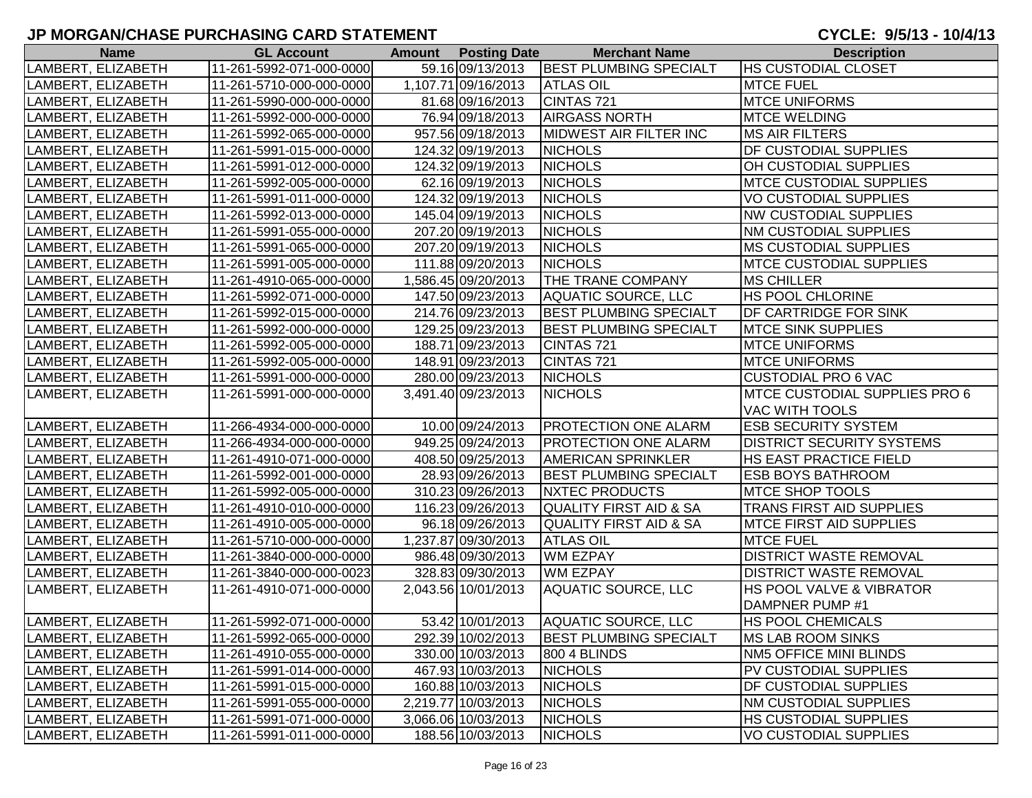# JP MORGAN/CHASE PURCHASING CARD STATEMENT

**CYCLE: 9/5/13 - 10/4/13**

| Name | GL Account | Amount | Posting Date | Merchant Name | Description |
|---|---|---|---|---|---|
| LAMBERT, ELIZABETH | 11-261-5992-071-000-0000 | 59.16 | 09/13/2013 | BEST PLUMBING SPECIALT | HS CUSTODIAL CLOSET |
| LAMBERT, ELIZABETH | 11-261-5710-000-000-0000 | 1,107.71 | 09/16/2013 | ATLAS OIL | MTCE FUEL |
| LAMBERT, ELIZABETH | 11-261-5990-000-000-0000 | 81.68 | 09/16/2013 | CINTAS 721 | MTCE UNIFORMS |
| LAMBERT, ELIZABETH | 11-261-5992-000-000-0000 | 76.94 | 09/18/2013 | AIRGASS NORTH | MTCE WELDING |
| LAMBERT, ELIZABETH | 11-261-5992-065-000-0000 | 957.56 | 09/18/2013 | MIDWEST AIR FILTER INC | MS AIR FILTERS |
| LAMBERT, ELIZABETH | 11-261-5991-015-000-0000 | 124.32 | 09/19/2013 | NICHOLS | DF CUSTODIAL SUPPLIES |
| LAMBERT, ELIZABETH | 11-261-5991-012-000-0000 | 124.32 | 09/19/2013 | NICHOLS | OH CUSTODIAL SUPPLIES |
| LAMBERT, ELIZABETH | 11-261-5992-005-000-0000 | 62.16 | 09/19/2013 | NICHOLS | MTCE CUSTODIAL SUPPLIES |
| LAMBERT, ELIZABETH | 11-261-5991-011-000-0000 | 124.32 | 09/19/2013 | NICHOLS | VO CUSTODIAL SUPPLIES |
| LAMBERT, ELIZABETH | 11-261-5992-013-000-0000 | 145.04 | 09/19/2013 | NICHOLS | NW CUSTODIAL SUPPLIES |
| LAMBERT, ELIZABETH | 11-261-5991-055-000-0000 | 207.20 | 09/19/2013 | NICHOLS | NM CUSTODIAL SUPPLIES |
| LAMBERT, ELIZABETH | 11-261-5991-065-000-0000 | 207.20 | 09/19/2013 | NICHOLS | MS CUSTODIAL SUPPLIES |
| LAMBERT, ELIZABETH | 11-261-5991-005-000-0000 | 111.88 | 09/20/2013 | NICHOLS | MTCE CUSTODIAL SUPPLIES |
| LAMBERT, ELIZABETH | 11-261-4910-065-000-0000 | 1,586.45 | 09/20/2013 | THE TRANE COMPANY | MS CHILLER |
| LAMBERT, ELIZABETH | 11-261-5992-071-000-0000 | 147.50 | 09/23/2013 | AQUATIC SOURCE, LLC | HS POOL CHLORINE |
| LAMBERT, ELIZABETH | 11-261-5992-015-000-0000 | 214.76 | 09/23/2013 | BEST PLUMBING SPECIALT | DF CARTRIDGE FOR SINK |
| LAMBERT, ELIZABETH | 11-261-5992-000-000-0000 | 129.25 | 09/23/2013 | BEST PLUMBING SPECIALT | MTCE SINK SUPPLIES |
| LAMBERT, ELIZABETH | 11-261-5992-005-000-0000 | 188.71 | 09/23/2013 | CINTAS 721 | MTCE UNIFORMS |
| LAMBERT, ELIZABETH | 11-261-5992-005-000-0000 | 148.91 | 09/23/2013 | CINTAS 721 | MTCE UNIFORMS |
| LAMBERT, ELIZABETH | 11-261-5991-000-000-0000 | 280.00 | 09/23/2013 | NICHOLS | CUSTODIAL PRO 6 VAC |
| LAMBERT, ELIZABETH | 11-261-5991-000-000-0000 | 3,491.40 | 09/23/2013 | NICHOLS | MTCE CUSTODIAL SUPPLIES PRO 6 VAC WITH TOOLS |
| LAMBERT, ELIZABETH | 11-266-4934-000-000-0000 | 10.00 | 09/24/2013 | PROTECTION ONE ALARM | ESB SECURITY SYSTEM |
| LAMBERT, ELIZABETH | 11-266-4934-000-000-0000 | 949.25 | 09/24/2013 | PROTECTION ONE ALARM | DISTRICT SECURITY SYSTEMS |
| LAMBERT, ELIZABETH | 11-261-4910-071-000-0000 | 408.50 | 09/25/2013 | AMERICAN SPRINKLER | HS EAST PRACTICE FIELD |
| LAMBERT, ELIZABETH | 11-261-5992-001-000-0000 | 28.93 | 09/26/2013 | BEST PLUMBING SPECIALT | ESB BOYS BATHROOM |
| LAMBERT, ELIZABETH | 11-261-5992-005-000-0000 | 310.23 | 09/26/2013 | NXTEC PRODUCTS | MTCE SHOP TOOLS |
| LAMBERT, ELIZABETH | 11-261-4910-010-000-0000 | 116.23 | 09/26/2013 | QUALITY FIRST AID & SA | TRANS FIRST AID SUPPLIES |
| LAMBERT, ELIZABETH | 11-261-4910-005-000-0000 | 96.18 | 09/26/2013 | QUALITY FIRST AID & SA | MTCE FIRST AID SUPPLIES |
| LAMBERT, ELIZABETH | 11-261-5710-000-000-0000 | 1,237.87 | 09/30/2013 | ATLAS OIL | MTCE FUEL |
| LAMBERT, ELIZABETH | 11-261-3840-000-000-0000 | 986.48 | 09/30/2013 | WM EZPAY | DISTRICT WASTE REMOVAL |
| LAMBERT, ELIZABETH | 11-261-3840-000-000-0023 | 328.83 | 09/30/2013 | WM EZPAY | DISTRICT WASTE REMOVAL |
| LAMBERT, ELIZABETH | 11-261-4910-071-000-0000 | 2,043.56 | 10/01/2013 | AQUATIC SOURCE, LLC | HS POOL VALVE & VIBRATOR DAMPNER PUMP #1 |
| LAMBERT, ELIZABETH | 11-261-5992-071-000-0000 | 53.42 | 10/01/2013 | AQUATIC SOURCE, LLC | HS POOL CHEMICALS |
| LAMBERT, ELIZABETH | 11-261-5992-065-000-0000 | 292.39 | 10/02/2013 | BEST PLUMBING SPECIALT | MS LAB ROOM SINKS |
| LAMBERT, ELIZABETH | 11-261-4910-055-000-0000 | 330.00 | 10/03/2013 | 800 4 BLINDS | NM5 OFFICE MINI BLINDS |
| LAMBERT, ELIZABETH | 11-261-5991-014-000-0000 | 467.93 | 10/03/2013 | NICHOLS | PV CUSTODIAL SUPPLIES |
| LAMBERT, ELIZABETH | 11-261-5991-015-000-0000 | 160.88 | 10/03/2013 | NICHOLS | DF CUSTODIAL SUPPLIES |
| LAMBERT, ELIZABETH | 11-261-5991-055-000-0000 | 2,219.77 | 10/03/2013 | NICHOLS | NM CUSTODIAL SUPPLIES |
| LAMBERT, ELIZABETH | 11-261-5991-071-000-0000 | 3,066.06 | 10/03/2013 | NICHOLS | HS CUSTODIAL SUPPLIES |
| LAMBERT, ELIZABETH | 11-261-5991-011-000-0000 | 188.56 | 10/03/2013 | NICHOLS | VO CUSTODIAL SUPPLIES |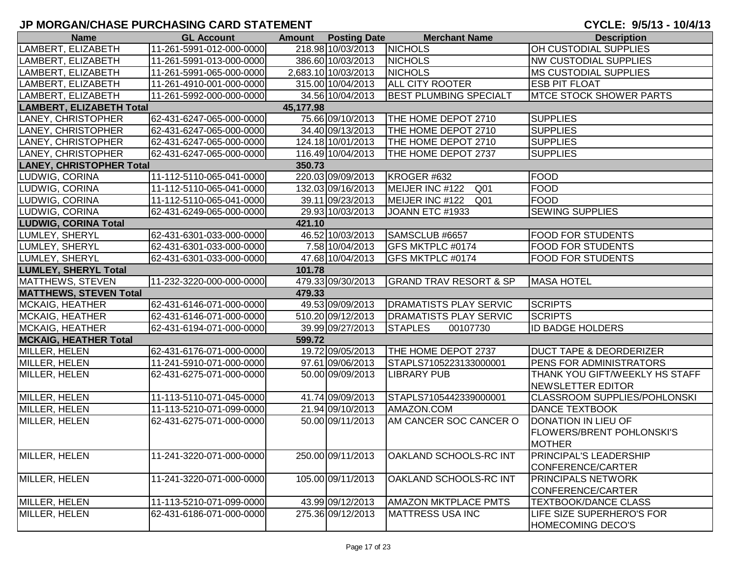## JP MORGAN/CHASE PURCHASING CARD STATEMENT

**CYCLE: 9/5/13 - 10/4/13**

| Name | GL Account | Amount | Posting Date | Merchant Name | Description |
|---|---|---|---|---|---|
| LAMBERT, ELIZABETH | 11-261-5991-012-000-0000 | 218.98 | 10/03/2013 | NICHOLS | OH CUSTODIAL SUPPLIES |
| LAMBERT, ELIZABETH | 11-261-5991-013-000-0000 | 386.60 | 10/03/2013 | NICHOLS | NW CUSTODIAL SUPPLIES |
| LAMBERT, ELIZABETH | 11-261-5991-065-000-0000 | 2,683.10 | 10/03/2013 | NICHOLS | MS CUSTODIAL SUPPLIES |
| LAMBERT, ELIZABETH | 11-261-4910-001-000-0000 | 315.00 | 10/04/2013 | ALL CITY ROOTER | ESB PIT FLOAT |
| LAMBERT, ELIZABETH | 11-261-5992-000-000-0000 | 34.56 | 10/04/2013 | BEST PLUMBING SPECIALT | MTCE STOCK SHOWER PARTS |
| **LAMBERT, ELIZABETH Total** | | **45,177.98** | | | |
| LANEY, CHRISTOPHER | 62-431-6247-065-000-0000 | 75.66 | 09/10/2013 | THE HOME DEPOT 2710 | SUPPLIES |
| LANEY, CHRISTOPHER | 62-431-6247-065-000-0000 | 34.40 | 09/13/2013 | THE HOME DEPOT 2710 | SUPPLIES |
| LANEY, CHRISTOPHER | 62-431-6247-065-000-0000 | 124.18 | 10/01/2013 | THE HOME DEPOT 2710 | SUPPLIES |
| LANEY, CHRISTOPHER | 62-431-6247-065-000-0000 | 116.49 | 10/04/2013 | THE HOME DEPOT 2737 | SUPPLIES |
| **LANEY, CHRISTOPHER Total** | | **350.73** | | | |
| LUDWIG, CORINA | 11-112-5110-065-041-0000 | 220.03 | 09/09/2013 | KROGER #632 | FOOD |
| LUDWIG, CORINA | 11-112-5110-065-041-0000 | 132.03 | 09/16/2013 | MEIJER INC #122 Q01 | FOOD |
| LUDWIG, CORINA | 11-112-5110-065-041-0000 | 39.11 | 09/23/2013 | MEIJER INC #122 Q01 | FOOD |
| LUDWIG, CORINA | 62-431-6249-065-000-0000 | 29.93 | 10/03/2013 | JOANN ETC #1933 | SEWING SUPPLIES |
| **LUDWIG, CORINA Total** | | **421.10** | | | |
| LUMLEY, SHERYL | 62-431-6301-033-000-0000 | 46.52 | 10/03/2013 | SAMSCLUB #6657 | FOOD FOR STUDENTS |
| LUMLEY, SHERYL | 62-431-6301-033-000-0000 | 7.58 | 10/04/2013 | GFS MKTPLC #0174 | FOOD FOR STUDENTS |
| LUMLEY, SHERYL | 62-431-6301-033-000-0000 | 47.68 | 10/04/2013 | GFS MKTPLC #0174 | FOOD FOR STUDENTS |
| **LUMLEY, SHERYL Total** | | **101.78** | | | |
| MATTHEWS, STEVEN | 11-232-3220-000-000-0000 | 479.33 | 09/30/2013 | GRAND TRAV RESORT & SP | MASA HOTEL |
| **MATTHEWS, STEVEN Total** | | **479.33** | | | |
| MCKAIG, HEATHER | 62-431-6146-071-000-0000 | 49.53 | 09/09/2013 | DRAMATISTS PLAY SERVIC | SCRIPTS |
| MCKAIG, HEATHER | 62-431-6146-071-000-0000 | 510.20 | 09/12/2013 | DRAMATISTS PLAY SERVIC | SCRIPTS |
| MCKAIG, HEATHER | 62-431-6194-071-000-0000 | 39.99 | 09/27/2013 | STAPLES 00107730 | ID BADGE HOLDERS |
| **MCKAIG, HEATHER Total** | | **599.72** | | | |
| MILLER, HELEN | 62-431-6176-071-000-0000 | 19.72 | 09/05/2013 | THE HOME DEPOT 2737 | DUCT TAPE & DEORDERIZER |
| MILLER, HELEN | 11-241-5910-071-000-0000 | 97.61 | 09/06/2013 | STAPLS7105223133000001 | PENS FOR ADMINISTRATORS |
| MILLER, HELEN | 62-431-6275-071-000-0000 | 50.00 | 09/09/2013 | LIBRARY PUB | THANK YOU GIFT/WEEKLY HS STAFF NEWSLETTER EDITOR |
| MILLER, HELEN | 11-113-5110-071-045-0000 | 41.74 | 09/09/2013 | STAPLS7105442339000001 | CLASSROOM SUPPLIES/POHLONSKI |
| MILLER, HELEN | 11-113-5210-071-099-0000 | 21.94 | 09/10/2013 | AMAZON.COM | DANCE TEXTBOOK |
| MILLER, HELEN | 62-431-6275-071-000-0000 | 50.00 | 09/11/2013 | AM CANCER SOC CANCER O | DONATION IN LIEU OF FLOWERS/BRENT POHLONSKI'S MOTHER |
| MILLER, HELEN | 11-241-3220-071-000-0000 | 250.00 | 09/11/2013 | OAKLAND SCHOOLS-RC INT | PRINCIPAL'S LEADERSHIP CONFERENCE/CARTER |
| MILLER, HELEN | 11-241-3220-071-000-0000 | 105.00 | 09/11/2013 | OAKLAND SCHOOLS-RC INT | PRINCIPALS NETWORK CONFERENCE/CARTER |
| MILLER, HELEN | 11-113-5210-071-099-0000 | 43.99 | 09/12/2013 | AMAZON MKTPLACE PMTS | TEXTBOOK/DANCE CLASS |
| MILLER, HELEN | 62-431-6186-071-000-0000 | 275.36 | 09/12/2013 | MATTRESS USA INC | LIFE SIZE SUPERHERO'S FOR HOMECOMING DECO'S |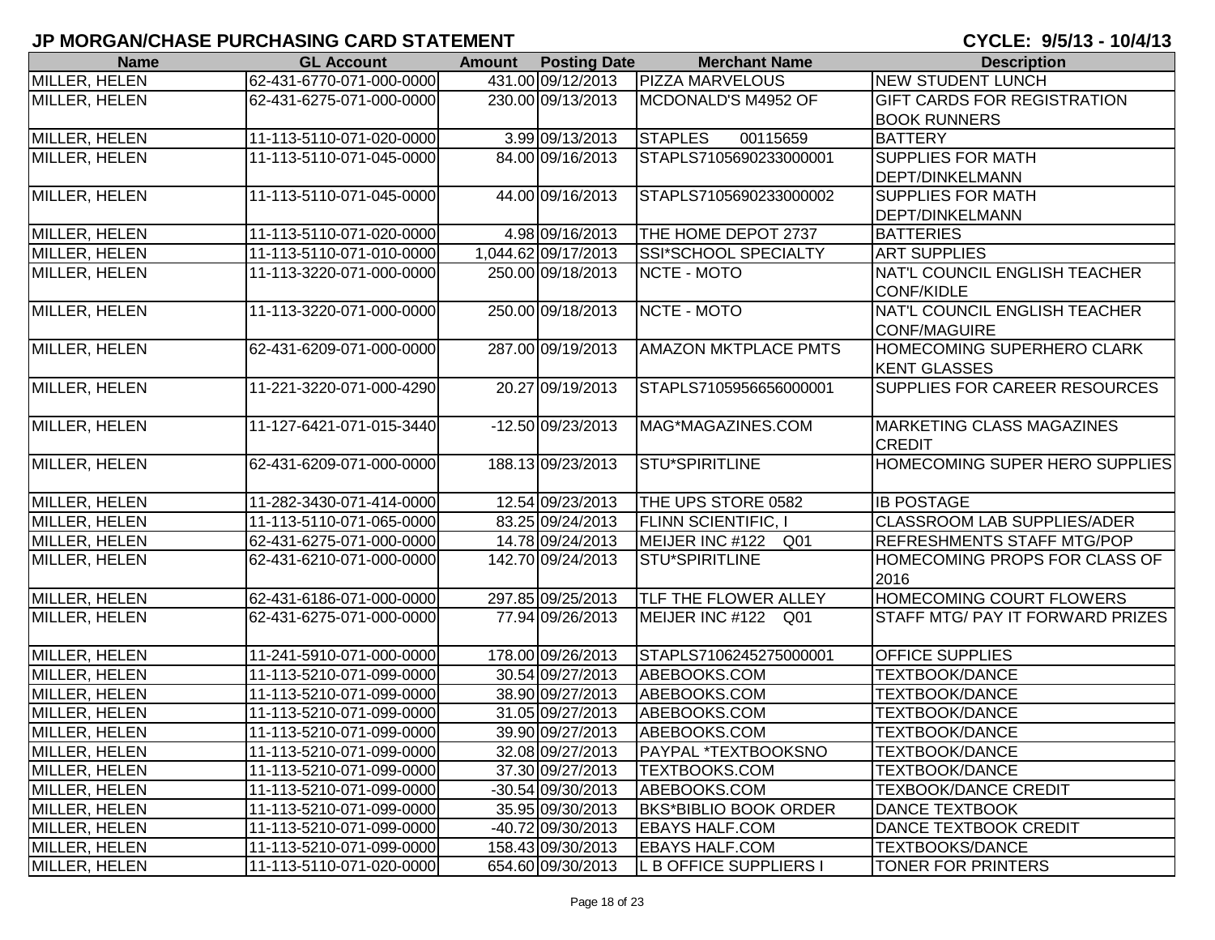## JP MORGAN/CHASE PURCHASING CARD STATEMENT

**CYCLE: 9/5/13 - 10/4/13**

| Name | GL Account | Amount | Posting Date | Merchant Name | Description |
|---|---|---|---|---|---|
| MILLER, HELEN | 62-431-6770-071-000-0000 | 431.00 | 09/12/2013 | PIZZA MARVELOUS | NEW STUDENT LUNCH |
| MILLER, HELEN | 62-431-6275-071-000-0000 | 230.00 | 09/13/2013 | MCDONALD'S M4952 OF | GIFT CARDS FOR REGISTRATION BOOK RUNNERS |
| MILLER, HELEN | 11-113-5110-071-020-0000 | 3.99 | 09/13/2013 | STAPLES 00115659 | BATTERY |
| MILLER, HELEN | 11-113-5110-071-045-0000 | 84.00 | 09/16/2013 | STAPLS7105690233000001 | SUPPLIES FOR MATH DEPT/DINKELMANN |
| MILLER, HELEN | 11-113-5110-071-045-0000 | 44.00 | 09/16/2013 | STAPLS7105690233000002 | SUPPLIES FOR MATH DEPT/DINKELMANN |
| MILLER, HELEN | 11-113-5110-071-020-0000 | 4.98 | 09/16/2013 | THE HOME DEPOT 2737 | BATTERIES |
| MILLER, HELEN | 11-113-5110-071-010-0000 | 1,044.62 | 09/17/2013 | SSI*SCHOOL SPECIALTY | ART SUPPLIES |
| MILLER, HELEN | 11-113-3220-071-000-0000 | 250.00 | 09/18/2013 | NCTE - MOTO | NAT'L COUNCIL ENGLISH TEACHER CONF/KIDLE |
| MILLER, HELEN | 11-113-3220-071-000-0000 | 250.00 | 09/18/2013 | NCTE - MOTO | NAT'L COUNCIL ENGLISH TEACHER CONF/MAGUIRE |
| MILLER, HELEN | 62-431-6209-071-000-0000 | 287.00 | 09/19/2013 | AMAZON MKTPLACE PMTS | HOMECOMING SUPERHERO CLARK KENT GLASSES |
| MILLER, HELEN | 11-221-3220-071-000-4290 | 20.27 | 09/19/2013 | STAPLS7105956656000001 | SUPPLIES FOR CAREER RESOURCES |
| MILLER, HELEN | 11-127-6421-071-015-3440 | -12.50 | 09/23/2013 | MAG*MAGAZINES.COM | MARKETING CLASS MAGAZINES CREDIT |
| MILLER, HELEN | 62-431-6209-071-000-0000 | 188.13 | 09/23/2013 | STU*SPIRITLINE | HOMECOMING SUPER HERO SUPPLIES |
| MILLER, HELEN | 11-282-3430-071-414-0000 | 12.54 | 09/23/2013 | THE UPS STORE 0582 | IB POSTAGE |
| MILLER, HELEN | 11-113-5110-071-065-0000 | 83.25 | 09/24/2013 | FLINN SCIENTIFIC, I | CLASSROOM LAB SUPPLIES/ADER |
| MILLER, HELEN | 62-431-6275-071-000-0000 | 14.78 | 09/24/2013 | MEIJER INC #122 Q01 | REFRESHMENTS STAFF MTG/POP |
| MILLER, HELEN | 62-431-6210-071-000-0000 | 142.70 | 09/24/2013 | STU*SPIRITLINE | HOMECOMING PROPS FOR CLASS OF 2016 |
| MILLER, HELEN | 62-431-6186-071-000-0000 | 297.85 | 09/25/2013 | TLF THE FLOWER ALLEY | HOMECOMING COURT FLOWERS |
| MILLER, HELEN | 62-431-6275-071-000-0000 | 77.94 | 09/26/2013 | MEIJER INC #122 Q01 | STAFF MTG/ PAY IT FORWARD PRIZES |
| MILLER, HELEN | 11-241-5910-071-000-0000 | 178.00 | 09/26/2013 | STAPLS7106245275000001 | OFFICE SUPPLIES |
| MILLER, HELEN | 11-113-5210-071-099-0000 | 30.54 | 09/27/2013 | ABEBOOKS.COM | TEXTBOOK/DANCE |
| MILLER, HELEN | 11-113-5210-071-099-0000 | 38.90 | 09/27/2013 | ABEBOOKS.COM | TEXTBOOK/DANCE |
| MILLER, HELEN | 11-113-5210-071-099-0000 | 31.05 | 09/27/2013 | ABEBOOKS.COM | TEXTBOOK/DANCE |
| MILLER, HELEN | 11-113-5210-071-099-0000 | 39.90 | 09/27/2013 | ABEBOOKS.COM | TEXTBOOK/DANCE |
| MILLER, HELEN | 11-113-5210-071-099-0000 | 32.08 | 09/27/2013 | PAYPAL *TEXTBOOKSNO | TEXTBOOK/DANCE |
| MILLER, HELEN | 11-113-5210-071-099-0000 | 37.30 | 09/27/2013 | TEXTBOOKS.COM | TEXTBOOK/DANCE |
| MILLER, HELEN | 11-113-5210-071-099-0000 | -30.54 | 09/30/2013 | ABEBOOKS.COM | TEXBOOK/DANCE CREDIT |
| MILLER, HELEN | 11-113-5210-071-099-0000 | 35.95 | 09/30/2013 | BKS*BIBLIO BOOK ORDER | DANCE TEXTBOOK |
| MILLER, HELEN | 11-113-5210-071-099-0000 | -40.72 | 09/30/2013 | EBAYS HALF.COM | DANCE TEXTBOOK CREDIT |
| MILLER, HELEN | 11-113-5210-071-099-0000 | 158.43 | 09/30/2013 | EBAYS HALF.COM | TEXTBOOKS/DANCE |
| MILLER, HELEN | 11-113-5110-071-020-0000 | 654.60 | 09/30/2013 | L B OFFICE SUPPLIERS I | TONER FOR PRINTERS |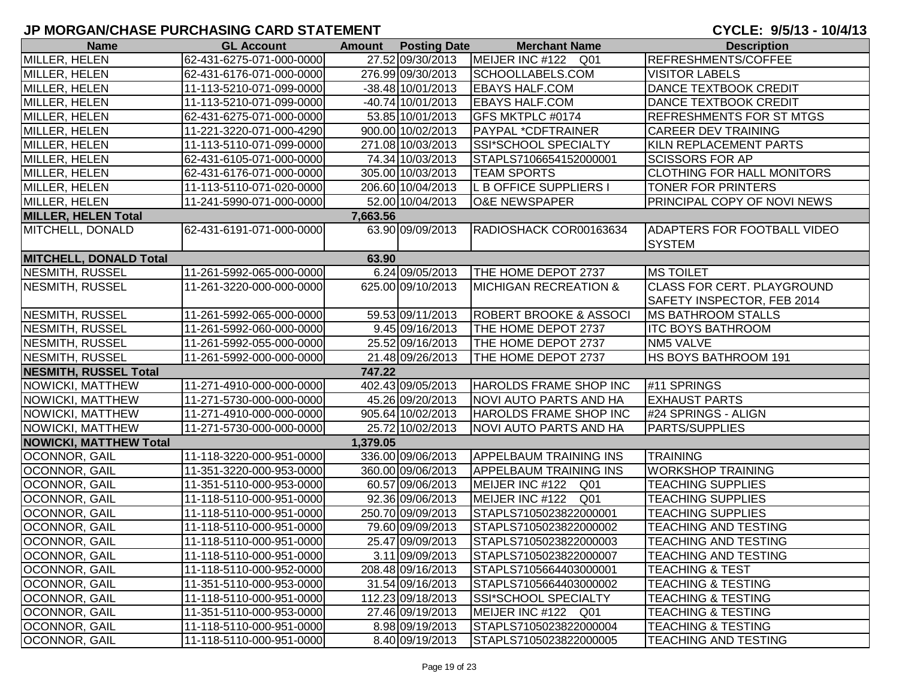## JP MORGAN/CHASE PURCHASING CARD STATEMENT

**CYCLE: 9/5/13 - 10/4/13**

| Name | GL Account | Amount | Posting Date | Merchant Name | Description |
|---|---|---|---|---|---|
| MILLER, HELEN | 62-431-6275-071-000-0000 | 27.52 | 09/30/2013 | MEIJER INC #122 Q01 | REFRESHMENTS/COFFEE |
| MILLER, HELEN | 62-431-6176-071-000-0000 | 276.99 | 09/30/2013 | SCHOOLLABELS.COM | VISITOR LABELS |
| MILLER, HELEN | 11-113-5210-071-099-0000 | -38.48 | 10/01/2013 | EBAYS HALF.COM | DANCE TEXTBOOK CREDIT |
| MILLER, HELEN | 11-113-5210-071-099-0000 | -40.74 | 10/01/2013 | EBAYS HALF.COM | DANCE TEXTBOOK CREDIT |
| MILLER, HELEN | 62-431-6275-071-000-0000 | 53.85 | 10/01/2013 | GFS MKTPLC #0174 | REFRESHMENTS FOR ST MTGS |
| MILLER, HELEN | 11-221-3220-071-000-4290 | 900.00 | 10/02/2013 | PAYPAL *CDFTRAINER | CAREER DEV TRAINING |
| MILLER, HELEN | 11-113-5110-071-099-0000 | 271.08 | 10/03/2013 | SSI*SCHOOL SPECIALTY | KILN REPLACEMENT PARTS |
| MILLER, HELEN | 62-431-6105-071-000-0000 | 74.34 | 10/03/2013 | STAPLS7106654152000001 | SCISSORS FOR AP |
| MILLER, HELEN | 62-431-6176-071-000-0000 | 305.00 | 10/03/2013 | TEAM SPORTS | CLOTHING FOR HALL MONITORS |
| MILLER, HELEN | 11-113-5110-071-020-0000 | 206.60 | 10/04/2013 | L B OFFICE SUPPLIERS I | TONER FOR PRINTERS |
| MILLER, HELEN | 11-241-5990-071-000-0000 | 52.00 | 10/04/2013 | O&E NEWSPAPER | PRINCIPAL COPY OF NOVI NEWS |
| **MILLER, HELEN Total** | | **7,663.56** | | | |
| MITCHELL, DONALD | 62-431-6191-071-000-0000 | 63.90 | 09/09/2013 | RADIOSHACK COR00163634 | ADAPTERS FOR FOOTBALL VIDEO SYSTEM |
| **MITCHELL, DONALD Total** | | **63.90** | | | |
| NESMITH, RUSSEL | 11-261-5992-065-000-0000 | 6.24 | 09/05/2013 | THE HOME DEPOT 2737 | MS TOILET |
| NESMITH, RUSSEL | 11-261-3220-000-000-0000 | 625.00 | 09/10/2013 | MICHIGAN RECREATION & | CLASS FOR CERT. PLAYGROUND SAFETY INSPECTOR, FEB 2014 |
| NESMITH, RUSSEL | 11-261-5992-065-000-0000 | 59.53 | 09/11/2013 | ROBERT BROOKE & ASSOCI | MS BATHROOM STALLS |
| NESMITH, RUSSEL | 11-261-5992-060-000-0000 | 9.45 | 09/16/2013 | THE HOME DEPOT 2737 | ITC BOYS BATHROOM |
| NESMITH, RUSSEL | 11-261-5992-055-000-0000 | 25.52 | 09/16/2013 | THE HOME DEPOT 2737 | NM5 VALVE |
| NESMITH, RUSSEL | 11-261-5992-000-000-0000 | 21.48 | 09/26/2013 | THE HOME DEPOT 2737 | HS BOYS BATHROOM 191 |
| **NESMITH, RUSSEL Total** | | **747.22** | | | |
| NOWICKI, MATTHEW | 11-271-4910-000-000-0000 | 402.43 | 09/05/2013 | HAROLDS FRAME SHOP INC | #11 SPRINGS |
| NOWICKI, MATTHEW | 11-271-5730-000-000-0000 | 45.26 | 09/20/2013 | NOVI AUTO PARTS AND HA | EXHAUST PARTS |
| NOWICKI, MATTHEW | 11-271-4910-000-000-0000 | 905.64 | 10/02/2013 | HAROLDS FRAME SHOP INC | #24 SPRINGS - ALIGN |
| NOWICKI, MATTHEW | 11-271-5730-000-000-0000 | 25.72 | 10/02/2013 | NOVI AUTO PARTS AND HA | PARTS/SUPPLIES |
| **NOWICKI, MATTHEW Total** | | **1,379.05** | | | |
| OCONNOR, GAIL | 11-118-3220-000-951-0000 | 336.00 | 09/06/2013 | APPELBAUM TRAINING INS | TRAINING |
| OCONNOR, GAIL | 11-351-3220-000-953-0000 | 360.00 | 09/06/2013 | APPELBAUM TRAINING INS | WORKSHOP TRAINING |
| OCONNOR, GAIL | 11-351-5110-000-953-0000 | 60.57 | 09/06/2013 | MEIJER INC #122 Q01 | TEACHING SUPPLIES |
| OCONNOR, GAIL | 11-118-5110-000-951-0000 | 92.36 | 09/06/2013 | MEIJER INC #122 Q01 | TEACHING SUPPLIES |
| OCONNOR, GAIL | 11-118-5110-000-951-0000 | 250.70 | 09/09/2013 | STAPLS7105023822000001 | TEACHING SUPPLIES |
| OCONNOR, GAIL | 11-118-5110-000-951-0000 | 79.60 | 09/09/2013 | STAPLS7105023822000002 | TEACHING AND TESTING |
| OCONNOR, GAIL | 11-118-5110-000-951-0000 | 25.47 | 09/09/2013 | STAPLS7105023822000003 | TEACHING AND TESTING |
| OCONNOR, GAIL | 11-118-5110-000-951-0000 | 3.11 | 09/09/2013 | STAPLS7105023822000007 | TEACHING AND TESTING |
| OCONNOR, GAIL | 11-118-5110-000-952-0000 | 208.48 | 09/16/2013 | STAPLS7105664403000001 | TEACHING & TEST |
| OCONNOR, GAIL | 11-351-5110-000-953-0000 | 31.54 | 09/16/2013 | STAPLS7105664403000002 | TEACHING & TESTING |
| OCONNOR, GAIL | 11-118-5110-000-951-0000 | 112.23 | 09/18/2013 | SSI*SCHOOL SPECIALTY | TEACHING & TESTING |
| OCONNOR, GAIL | 11-351-5110-000-953-0000 | 27.46 | 09/19/2013 | MEIJER INC #122 Q01 | TEACHING & TESTING |
| OCONNOR, GAIL | 11-118-5110-000-951-0000 | 8.98 | 09/19/2013 | STAPLS7105023822000004 | TEACHING & TESTING |
| OCONNOR, GAIL | 11-118-5110-000-951-0000 | 8.40 | 09/19/2013 | STAPLS7105023822000005 | TEACHING AND TESTING |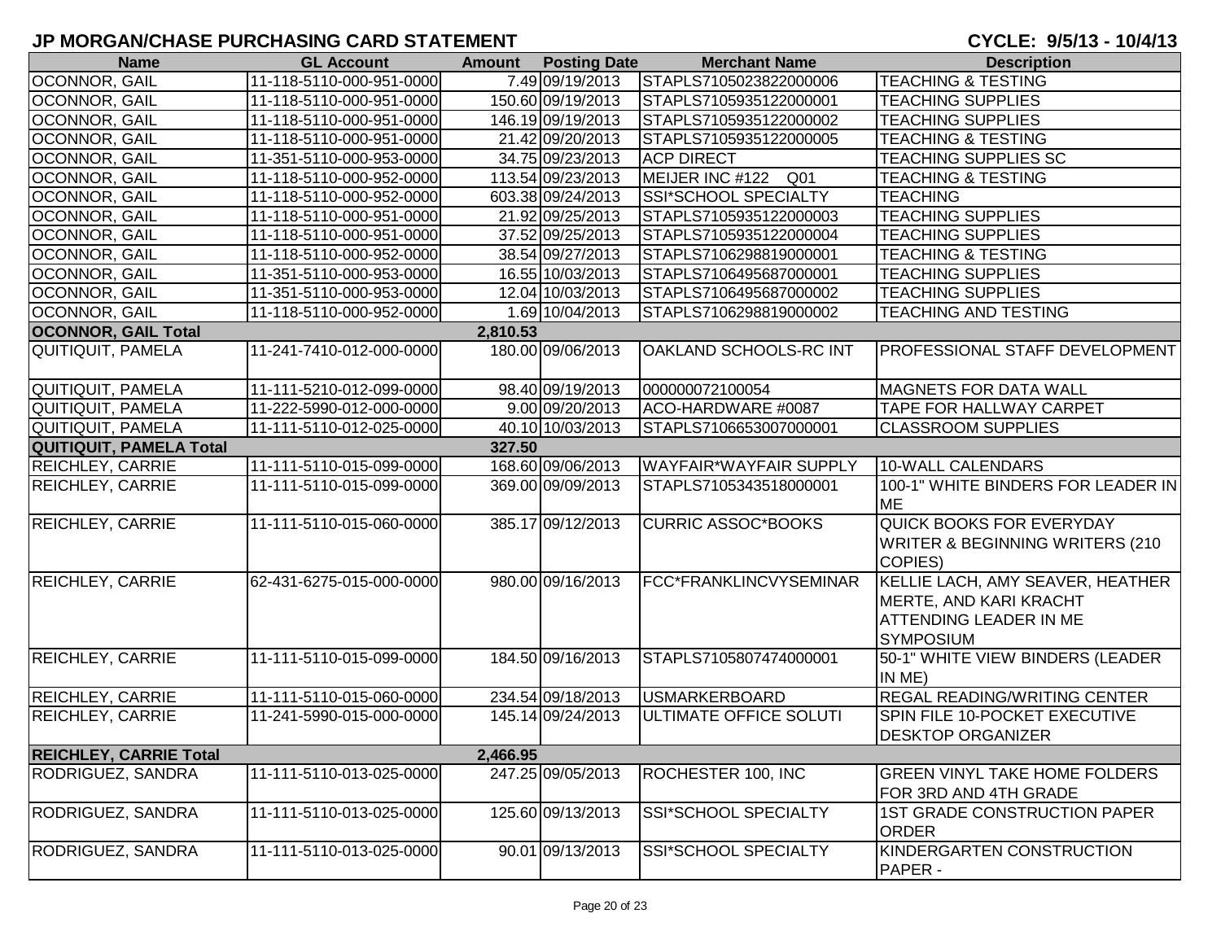## JP MORGAN/CHASE PURCHASING CARD STATEMENT

**CYCLE: 9/5/13 - 10/4/13**

| Name | GL Account | Amount | Posting Date | Merchant Name | Description |
|---|---|---|---|---|---|
| OCONNOR, GAIL | 11-118-5110-000-951-0000 | 7.49 | 09/19/2013 | STAPLS7105023822000006 | TEACHING & TESTING |
| OCONNOR, GAIL | 11-118-5110-000-951-0000 | 150.60 | 09/19/2013 | STAPLS7105935122000001 | TEACHING SUPPLIES |
| OCONNOR, GAIL | 11-118-5110-000-951-0000 | 146.19 | 09/19/2013 | STAPLS7105935122000002 | TEACHING SUPPLIES |
| OCONNOR, GAIL | 11-118-5110-000-951-0000 | 21.42 | 09/20/2013 | STAPLS7105935122000005 | TEACHING & TESTING |
| OCONNOR, GAIL | 11-351-5110-000-953-0000 | 34.75 | 09/23/2013 | ACP DIRECT | TEACHING SUPPLIES SC |
| OCONNOR, GAIL | 11-118-5110-000-952-0000 | 113.54 | 09/23/2013 | MEIJER INC #122 Q01 | TEACHING & TESTING |
| OCONNOR, GAIL | 11-118-5110-000-952-0000 | 603.38 | 09/24/2013 | SSI*SCHOOL SPECIALTY | TEACHING |
| OCONNOR, GAIL | 11-118-5110-000-951-0000 | 21.92 | 09/25/2013 | STAPLS7105935122000003 | TEACHING SUPPLIES |
| OCONNOR, GAIL | 11-118-5110-000-951-0000 | 37.52 | 09/25/2013 | STAPLS7105935122000004 | TEACHING SUPPLIES |
| OCONNOR, GAIL | 11-118-5110-000-952-0000 | 38.54 | 09/27/2013 | STAPLS7106298819000001 | TEACHING & TESTING |
| OCONNOR, GAIL | 11-351-5110-000-953-0000 | 16.55 | 10/03/2013 | STAPLS7106495687000001 | TEACHING SUPPLIES |
| OCONNOR, GAIL | 11-351-5110-000-953-0000 | 12.04 | 10/03/2013 | STAPLS7106495687000002 | TEACHING SUPPLIES |
| OCONNOR, GAIL | 11-118-5110-000-952-0000 | 1.69 | 10/04/2013 | STAPLS7106298819000002 | TEACHING AND TESTING |
| **OCONNOR, GAIL Total** | | **2,810.53** | | | |
| QUITIQUIT, PAMELA | 11-241-7410-012-000-0000 | 180.00 | 09/06/2013 | OAKLAND SCHOOLS-RC INT | PROFESSIONAL STAFF DEVELOPMENT |
| QUITIQUIT, PAMELA | 11-111-5210-012-099-0000 | 98.40 | 09/19/2013 | 000000072100054 | MAGNETS FOR DATA WALL |
| QUITIQUIT, PAMELA | 11-222-5990-012-000-0000 | 9.00 | 09/20/2013 | ACO-HARDWARE #0087 | TAPE FOR HALLWAY CARPET |
| QUITIQUIT, PAMELA | 11-111-5110-012-025-0000 | 40.10 | 10/03/2013 | STAPLS7106653007000001 | CLASSROOM SUPPLIES |
| **QUITIQUIT, PAMELA Total** | | **327.50** | | | |
| REICHLEY, CARRIE | 11-111-5110-015-099-0000 | 168.60 | 09/06/2013 | WAYFAIR*WAYFAIR SUPPLY | 10-WALL CALENDARS |
| REICHLEY, CARRIE | 11-111-5110-015-099-0000 | 369.00 | 09/09/2013 | STAPLS7105343518000001 | 100-1" WHITE BINDERS FOR LEADER IN ME |
| REICHLEY, CARRIE | 11-111-5110-015-060-0000 | 385.17 | 09/12/2013 | CURRIC ASSOC*BOOKS | QUICK BOOKS FOR EVERYDAY WRITER & BEGINNING WRITERS (210 COPIES) |
| REICHLEY, CARRIE | 62-431-6275-015-000-0000 | 980.00 | 09/16/2013 | FCC*FRANKLINCVYSEMINAR | KELLIE LACH, AMY SEAVER, HEATHER MERTE, AND KARI KRACHT ATTENDING LEADER IN ME SYMPOSIUM |
| REICHLEY, CARRIE | 11-111-5110-015-099-0000 | 184.50 | 09/16/2013 | STAPLS7105807474000001 | 50-1" WHITE VIEW BINDERS (LEADER IN ME) |
| REICHLEY, CARRIE | 11-111-5110-015-060-0000 | 234.54 | 09/18/2013 | USMARKERBOARD | REGAL READING/WRITING CENTER |
| REICHLEY, CARRIE | 11-241-5990-015-000-0000 | 145.14 | 09/24/2013 | ULTIMATE OFFICE SOLUTI | SPIN FILE 10-POCKET EXECUTIVE DESKTOP ORGANIZER |
| **REICHLEY, CARRIE Total** | | **2,466.95** | | | |
| RODRIGUEZ, SANDRA | 11-111-5110-013-025-0000 | 247.25 | 09/05/2013 | ROCHESTER 100, INC | GREEN VINYL TAKE HOME FOLDERS FOR 3RD AND 4TH GRADE |
| RODRIGUEZ, SANDRA | 11-111-5110-013-025-0000 | 125.60 | 09/13/2013 | SSI*SCHOOL SPECIALTY | 1ST GRADE CONSTRUCTION PAPER ORDER |
| RODRIGUEZ, SANDRA | 11-111-5110-013-025-0000 | 90.01 | 09/13/2013 | SSI*SCHOOL SPECIALTY | KINDERGARTEN CONSTRUCTION PAPER - |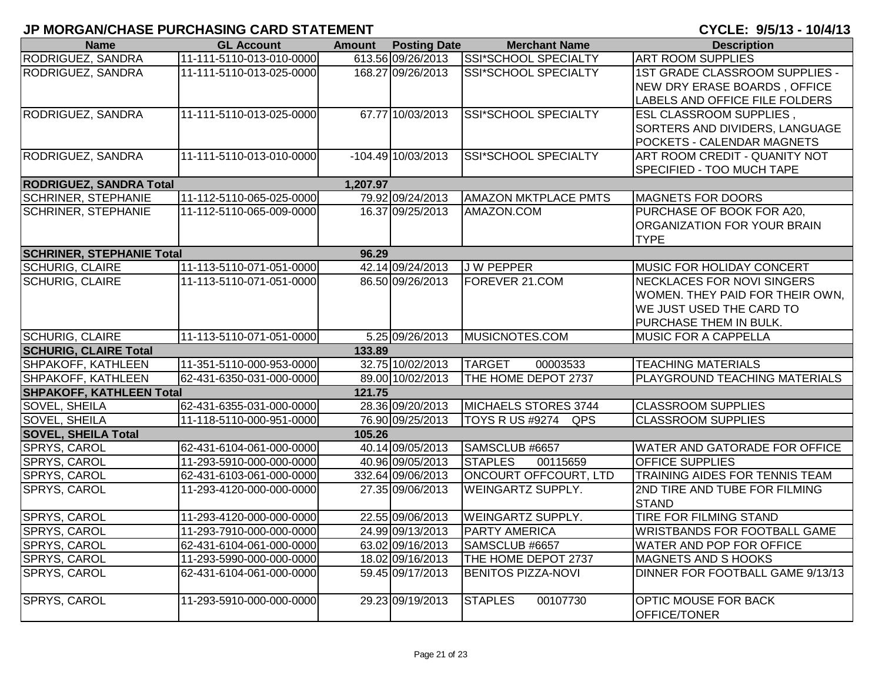## JP MORGAN/CHASE PURCHASING CARD STATEMENT

**CYCLE: 9/5/13 - 10/4/13**

| Name | GL Account | Amount | Posting Date | Merchant Name | Description |
|---|---|---|---|---|---|
| RODRIGUEZ, SANDRA | 11-111-5110-013-010-0000 | 613.56 | 09/26/2013 | SSI*SCHOOL SPECIALTY | ART ROOM SUPPLIES |
| RODRIGUEZ, SANDRA | 11-111-5110-013-025-0000 | 168.27 | 09/26/2013 | SSI*SCHOOL SPECIALTY | 1ST GRADE CLASSROOM SUPPLIES - NEW DRY ERASE BOARDS , OFFICE LABELS AND OFFICE FILE FOLDERS |
| RODRIGUEZ, SANDRA | 11-111-5110-013-025-0000 | 67.77 | 10/03/2013 | SSI*SCHOOL SPECIALTY | ESL CLASSROOM SUPPLIES , SORTERS AND DIVIDERS, LANGUAGE POCKETS - CALENDAR MAGNETS |
| RODRIGUEZ, SANDRA | 11-111-5110-013-010-0000 | -104.49 | 10/03/2013 | SSI*SCHOOL SPECIALTY | ART ROOM CREDIT - QUANITY NOT SPECIFIED - TOO MUCH TAPE |
| **RODRIGUEZ, SANDRA Total** | | **1,207.97** | | | |
| SCHRINER, STEPHANIE | 11-112-5110-065-025-0000 | 79.92 | 09/24/2013 | AMAZON MKTPLACE PMTS | MAGNETS FOR DOORS |
| SCHRINER, STEPHANIE | 11-112-5110-065-009-0000 | 16.37 | 09/25/2013 | AMAZON.COM | PURCHASE OF BOOK FOR A20, ORGANIZATION FOR YOUR BRAIN TYPE |
| **SCHRINER, STEPHANIE Total** | | **96.29** | | | |
| SCHURIG, CLAIRE | 11-113-5110-071-051-0000 | 42.14 | 09/24/2013 | J W PEPPER | MUSIC FOR HOLIDAY CONCERT |
| SCHURIG, CLAIRE | 11-113-5110-071-051-0000 | 86.50 | 09/26/2013 | FOREVER 21.COM | NECKLACES FOR NOVI SINGERS WOMEN. THEY PAID FOR THEIR OWN, WE JUST USED THE CARD TO PURCHASE THEM IN BULK. |
| SCHURIG, CLAIRE | 11-113-5110-071-051-0000 | 5.25 | 09/26/2013 | MUSICNOTES.COM | MUSIC FOR A CAPPELLA |
| **SCHURIG, CLAIRE Total** | | **133.89** | | | |
| SHPAKOFF, KATHLEEN | 11-351-5110-000-953-0000 | 32.75 | 10/02/2013 | TARGET 00003533 | TEACHING MATERIALS |
| SHPAKOFF, KATHLEEN | 62-431-6350-031-000-0000 | 89.00 | 10/02/2013 | THE HOME DEPOT 2737 | PLAYGROUND TEACHING MATERIALS |
| **SHPAKOFF, KATHLEEN Total** | | **121.75** | | | |
| SOVEL, SHEILA | 62-431-6355-031-000-0000 | 28.36 | 09/20/2013 | MICHAELS STORES 3744 | CLASSROOM SUPPLIES |
| SOVEL, SHEILA | 11-118-5110-000-951-0000 | 76.90 | 09/25/2013 | TOYS R US #9274 QPS | CLASSROOM SUPPLIES |
| **SOVEL, SHEILA Total** | | **105.26** | | | |
| SPRYS, CAROL | 62-431-6104-061-000-0000 | 40.14 | 09/05/2013 | SAMSCLUB #6657 | WATER AND GATORADE FOR OFFICE |
| SPRYS, CAROL | 11-293-5910-000-000-0000 | 40.96 | 09/05/2013 | STAPLES 00115659 | OFFICE SUPPLIES |
| SPRYS, CAROL | 62-431-6103-061-000-0000 | 332.64 | 09/06/2013 | ONCOURT OFFCOURT, LTD | TRAINING AIDES FOR TENNIS TEAM |
| SPRYS, CAROL | 11-293-4120-000-000-0000 | 27.35 | 09/06/2013 | WEINGARTZ SUPPLY. | 2ND TIRE AND TUBE FOR FILMING STAND |
| SPRYS, CAROL | 11-293-4120-000-000-0000 | 22.55 | 09/06/2013 | WEINGARTZ SUPPLY. | TIRE FOR FILMING STAND |
| SPRYS, CAROL | 11-293-7910-000-000-0000 | 24.99 | 09/13/2013 | PARTY AMERICA | WRISTBANDS FOR FOOTBALL GAME |
| SPRYS, CAROL | 62-431-6104-061-000-0000 | 63.02 | 09/16/2013 | SAMSCLUB #6657 | WATER AND POP FOR OFFICE |
| SPRYS, CAROL | 11-293-5990-000-000-0000 | 18.02 | 09/16/2013 | THE HOME DEPOT 2737 | MAGNETS AND S HOOKS |
| SPRYS, CAROL | 62-431-6104-061-000-0000 | 59.45 | 09/17/2013 | BENITOS PIZZA-NOVI | DINNER FOR FOOTBALL GAME 9/13/13 |
| SPRYS, CAROL | 11-293-5910-000-000-0000 | 29.23 | 09/19/2013 | STAPLES 00107730 | OPTIC MOUSE FOR BACK OFFICE/TONER |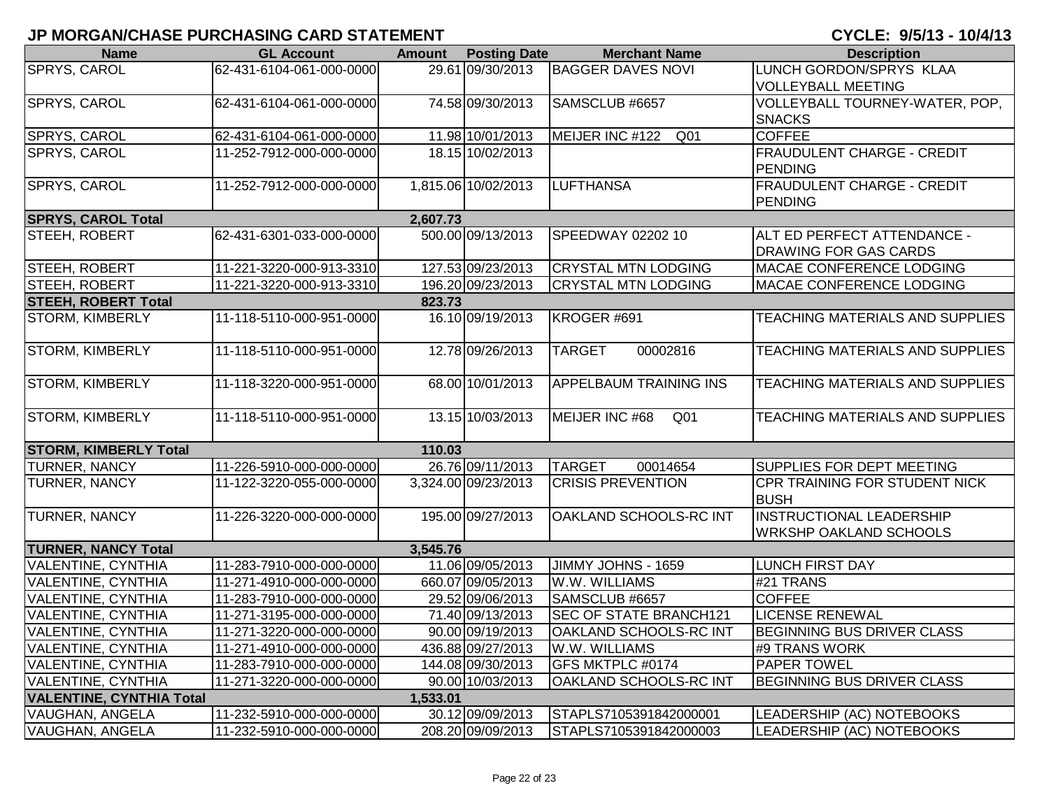# JP MORGAN/CHASE PURCHASING CARD STATEMENT

**CYCLE: 9/5/13 - 10/4/13**

| Name | GL Account | Amount | Posting Date | Merchant Name | Description |
|---|---|---|---|---|---|
| SPRYS, CAROL | 62-431-6104-061-000-0000 | 29.61 | 09/30/2013 | BAGGER DAVES NOVI | LUNCH GORDON/SPRYS KLAA VOLLEYBALL MEETING |
| SPRYS, CAROL | 62-431-6104-061-000-0000 | 74.58 | 09/30/2013 | SAMSCLUB #6657 | VOLLEYBALL TOURNEY-WATER, POP, SNACKS |
| SPRYS, CAROL | 62-431-6104-061-000-0000 | 11.98 | 10/01/2013 | MEIJER INC #122 Q01 | COFFEE |
| SPRYS, CAROL | 11-252-7912-000-000-0000 | 18.15 | 10/02/2013 | | FRAUDULENT CHARGE - CREDIT PENDING |
| SPRYS, CAROL | 11-252-7912-000-000-0000 | 1,815.06 | 10/02/2013 | LUFTHANSA | FRAUDULENT CHARGE - CREDIT PENDING |
| **SPRYS, CAROL Total** | | **2,607.73** | | | |
| STEEH, ROBERT | 62-431-6301-033-000-0000 | 500.00 | 09/13/2013 | SPEEDWAY 02202 10 | ALT ED PERFECT ATTENDANCE - DRAWING FOR GAS CARDS |
| STEEH, ROBERT | 11-221-3220-000-913-3310 | 127.53 | 09/23/2013 | CRYSTAL MTN LODGING | MACAE CONFERENCE LODGING |
| STEEH, ROBERT | 11-221-3220-000-913-3310 | 196.20 | 09/23/2013 | CRYSTAL MTN LODGING | MACAE CONFERENCE LODGING |
| **STEEH, ROBERT Total** | | **823.73** | | | |
| STORM, KIMBERLY | 11-118-5110-000-951-0000 | 16.10 | 09/19/2013 | KROGER #691 | TEACHING MATERIALS AND SUPPLIES |
| STORM, KIMBERLY | 11-118-5110-000-951-0000 | 12.78 | 09/26/2013 | TARGET 00002816 | TEACHING MATERIALS AND SUPPLIES |
| STORM, KIMBERLY | 11-118-3220-000-951-0000 | 68.00 | 10/01/2013 | APPELBAUM TRAINING INS | TEACHING MATERIALS AND SUPPLIES |
| STORM, KIMBERLY | 11-118-5110-000-951-0000 | 13.15 | 10/03/2013 | MEIJER INC #68 Q01 | TEACHING MATERIALS AND SUPPLIES |
| **STORM, KIMBERLY Total** | | **110.03** | | | |
| TURNER, NANCY | 11-226-5910-000-000-0000 | 26.76 | 09/11/2013 | TARGET 00014654 | SUPPLIES FOR DEPT MEETING |
| TURNER, NANCY | 11-122-3220-055-000-0000 | 3,324.00 | 09/23/2013 | CRISIS PREVENTION | CPR TRAINING FOR STUDENT NICK BUSH |
| TURNER, NANCY | 11-226-3220-000-000-0000 | 195.00 | 09/27/2013 | OAKLAND SCHOOLS-RC INT | INSTRUCTIONAL LEADERSHIP WRKSHP OAKLAND SCHOOLS |
| **TURNER, NANCY Total** | | **3,545.76** | | | |
| VALENTINE, CYNTHIA | 11-283-7910-000-000-0000 | 11.06 | 09/05/2013 | JIMMY JOHNS - 1659 | LUNCH FIRST DAY |
| VALENTINE, CYNTHIA | 11-271-4910-000-000-0000 | 660.07 | 09/05/2013 | W.W. WILLIAMS | #21 TRANS |
| VALENTINE, CYNTHIA | 11-283-7910-000-000-0000 | 29.52 | 09/06/2013 | SAMSCLUB #6657 | COFFEE |
| VALENTINE, CYNTHIA | 11-271-3195-000-000-0000 | 71.40 | 09/13/2013 | SEC OF STATE BRANCH121 | LICENSE RENEWAL |
| VALENTINE, CYNTHIA | 11-271-3220-000-000-0000 | 90.00 | 09/19/2013 | OAKLAND SCHOOLS-RC INT | BEGINNING BUS DRIVER CLASS |
| VALENTINE, CYNTHIA | 11-271-4910-000-000-0000 | 436.88 | 09/27/2013 | W.W. WILLIAMS | #9 TRANS WORK |
| VALENTINE, CYNTHIA | 11-283-7910-000-000-0000 | 144.08 | 09/30/2013 | GFS MKTPLC #0174 | PAPER TOWEL |
| VALENTINE, CYNTHIA | 11-271-3220-000-000-0000 | 90.00 | 10/03/2013 | OAKLAND SCHOOLS-RC INT | BEGINNING BUS DRIVER CLASS |
| **VALENTINE, CYNTHIA Total** | | **1,533.01** | | | |
| VAUGHAN, ANGELA | 11-232-5910-000-000-0000 | 30.12 | 09/09/2013 | STAPLS7105391842000001 | LEADERSHIP (AC) NOTEBOOKS |
| VAUGHAN, ANGELA | 11-232-5910-000-000-0000 | 208.20 | 09/09/2013 | STAPLS7105391842000003 | LEADERSHIP (AC) NOTEBOOKS |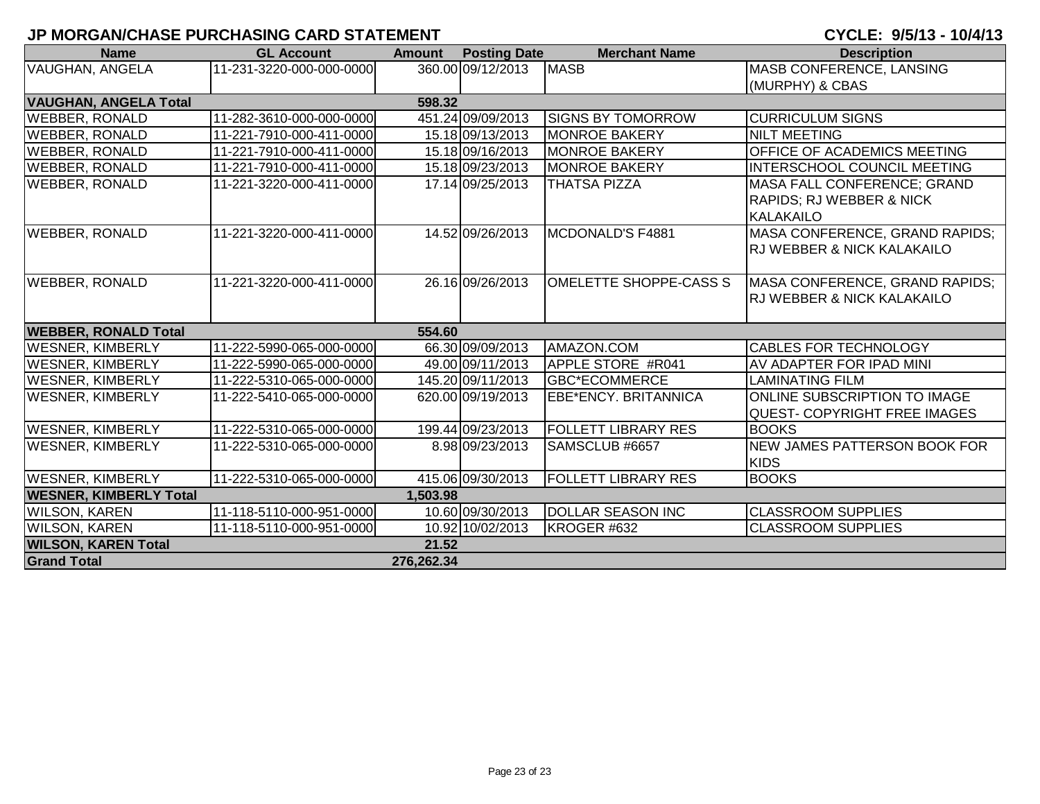# JP MORGAN/CHASE PURCHASING CARD STATEMENT

**CYCLE: 9/5/13 - 10/4/13**

| Name | GL Account | Amount | Posting Date | Merchant Name | Description |
|---|---|---|---|---|---|
| VAUGHAN, ANGELA | 11-231-3220-000-000-0000 | 360.00 | 09/12/2013 | MASB | MASB CONFERENCE, LANSING (MURPHY) & CBAS |
| **VAUGHAN, ANGELA Total** | | **598.32** | | | |
| WEBBER, RONALD | 11-282-3610-000-000-0000 | 451.24 | 09/09/2013 | SIGNS BY TOMORROW | CURRICULUM SIGNS |
| WEBBER, RONALD | 11-221-7910-000-411-0000 | 15.18 | 09/13/2013 | MONROE BAKERY | NILT MEETING |
| WEBBER, RONALD | 11-221-7910-000-411-0000 | 15.18 | 09/16/2013 | MONROE BAKERY | OFFICE OF ACADEMICS MEETING |
| WEBBER, RONALD | 11-221-7910-000-411-0000 | 15.18 | 09/23/2013 | MONROE BAKERY | INTERSCHOOL COUNCIL MEETING |
| WEBBER, RONALD | 11-221-3220-000-411-0000 | 17.14 | 09/25/2013 | THATSA PIZZA | MASA FALL CONFERENCE; GRAND RAPIDS; RJ WEBBER & NICK KALAKAILO |
| WEBBER, RONALD | 11-221-3220-000-411-0000 | 14.52 | 09/26/2013 | MCDONALD'S F4881 | MASA CONFERENCE, GRAND RAPIDS; RJ WEBBER & NICK KALAKAILO |
| WEBBER, RONALD | 11-221-3220-000-411-0000 | 26.16 | 09/26/2013 | OMELETTE SHOPPE-CASS S | MASA CONFERENCE, GRAND RAPIDS; RJ WEBBER & NICK KALAKAILO |
| **WEBBER, RONALD Total** | | **554.60** | | | |
| WESNER, KIMBERLY | 11-222-5990-065-000-0000 | 66.30 | 09/09/2013 | AMAZON.COM | CABLES FOR TECHNOLOGY |
| WESNER, KIMBERLY | 11-222-5990-065-000-0000 | 49.00 | 09/11/2013 | APPLE STORE #R041 | AV ADAPTER FOR IPAD MINI |
| WESNER, KIMBERLY | 11-222-5310-065-000-0000 | 145.20 | 09/11/2013 | GBC*ECOMMERCE | LAMINATING FILM |
| WESNER, KIMBERLY | 11-222-5410-065-000-0000 | 620.00 | 09/19/2013 | EBE*ENCY. BRITANNICA | ONLINE SUBSCRIPTION TO IMAGE QUEST- COPYRIGHT FREE IMAGES |
| WESNER, KIMBERLY | 11-222-5310-065-000-0000 | 199.44 | 09/23/2013 | FOLLETT LIBRARY RES | BOOKS |
| WESNER, KIMBERLY | 11-222-5310-065-000-0000 | 8.98 | 09/23/2013 | SAMSCLUB #6657 | NEW JAMES PATTERSON BOOK FOR KIDS |
| WESNER, KIMBERLY | 11-222-5310-065-000-0000 | 415.06 | 09/30/2013 | FOLLETT LIBRARY RES | BOOKS |
| **WESNER, KIMBERLY Total** | | **1,503.98** | | | |
| WILSON, KAREN | 11-118-5110-000-951-0000 | 10.60 | 09/30/2013 | DOLLAR SEASON INC | CLASSROOM SUPPLIES |
| WILSON, KAREN | 11-118-5110-000-951-0000 | 10.92 | 10/02/2013 | KROGER #632 | CLASSROOM SUPPLIES |
| **WILSON, KAREN Total** | | **21.52** | | | |
| **Grand Total** | | **276,262.34** | | | |